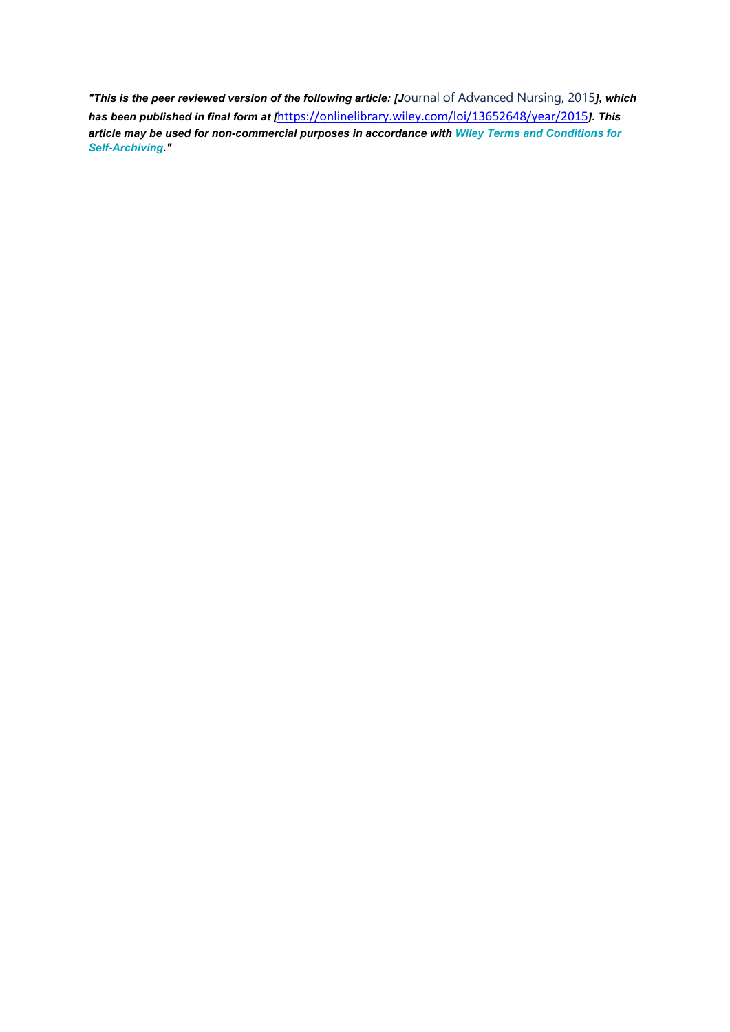*"This is the peer reviewed version of the following article: [J*ournal of Advanced Nursing, 2015*], which has been published in final form at [*https://onlinelibrary.wiley.com/loi/13652648/year/2015*]. This article may be used for non-commercial purposes in accordance with Wiley Terms and Conditions for Self-Archiving."*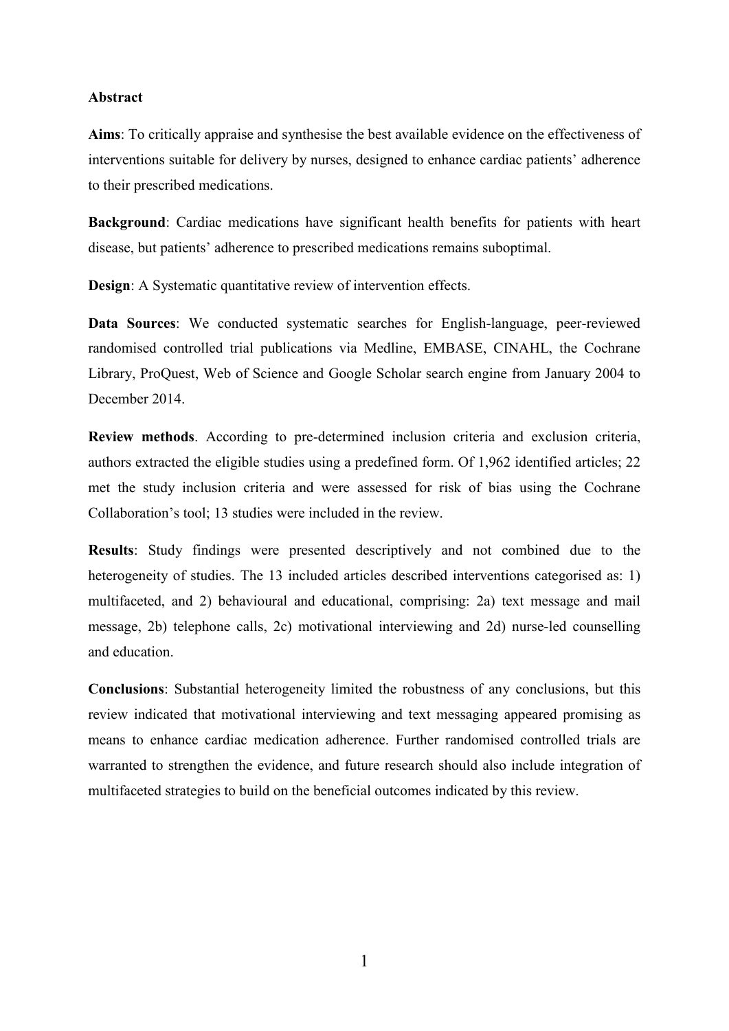**Abstract**

**Aims**: To critically appraise and synthesise the best available evidence on the effectiveness of interventions suitable for delivery by nurses, designed to enhance cardiac patients' adherence to their prescribed medications.

**Background**: Cardiac medications have significant health benefits for patients with heart disease, but patients' adherence to prescribed medications remains suboptimal.

**Design**: A Systematic quantitative review of intervention effects.

**Data Sources**: We conducted systematic searches for English-language, peer-reviewed randomised controlled trial publications via Medline, EMBASE, CINAHL, the Cochrane Library, ProQuest, Web of Science and Google Scholar search engine from January 2004 to December 2014.

**Review methods**. According to pre-determined inclusion criteria and exclusion criteria, authors extracted the eligible studies using a predefined form. Of 1,962 identified articles; 22 met the study inclusion criteria and were assessed for risk of bias using the Cochrane Collaboration's tool; 13 studies were included in the review.

**Results**: Study findings were presented descriptively and not combined due to the heterogeneity of studies. The 13 included articles described interventions categorised as: 1) multifaceted, and 2) behavioural and educational, comprising: 2a) text message and mail message, 2b) telephone calls, 2c) motivational interviewing and 2d) nurse-led counselling and education.

**Conclusions**: Substantial heterogeneity limited the robustness of any conclusions, but this review indicated that motivational interviewing and text messaging appeared promising as means to enhance cardiac medication adherence. Further randomised controlled trials are warranted to strengthen the evidence, and future research should also include integration of multifaceted strategies to build on the beneficial outcomes indicated by this review.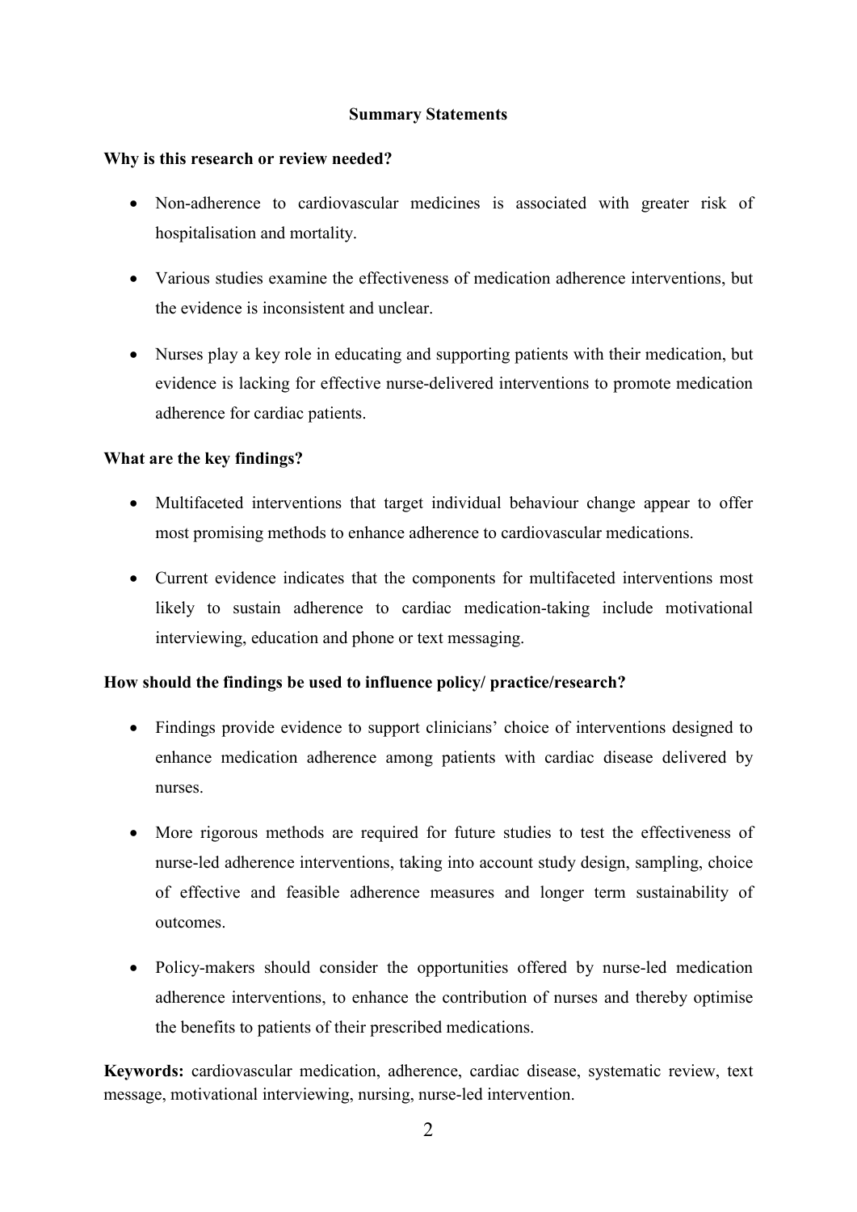## Summary Statements

### Why is this research or review needed?

- Non-adherence to cardiovascular medicines is associated with greater risk of hospitalisation and mortality.
- Various studies examine the effectiveness of medication adherence interventions, but the evidence is inconsistent and unclear.
- Nurses play a key role in educating and supporting patients with their medication, but evidence is lacking for effective nurse-delivered interventions to promote medication adherence for cardiac patients.

### What are the key findings?

- Multifaceted interventions that target individual behaviour change appear to offer most promising methods to enhance adherence to cardiovascular medications.
- Current evidence indicates that the components for multifaceted interventions most likely to sustain adherence to cardiac medication-taking include motivational interviewing, education and phone or text messaging.

### How should the findings be used to influence policy/ practice/research?

- Findings provide evidence to support clinicians' choice of interventions designed to enhance medication adherence among patients with cardiac disease delivered by nurses.
- More rigorous methods are required for future studies to test the effectiveness of nurse-led adherence interventions, taking into account study design, sampling, choice of effective and feasible adherence measures and longer term sustainability of outcomes.
- Policy-makers should consider the opportunities offered by nurse-led medication adherence interventions, to enhance the contribution of nurses and thereby optimise the benefits to patients of their prescribed medications.

**Keywords:** cardiovascular medication, adherence, cardiac disease, systematic review, text message, motivational interviewing, nursing, nurse-led intervention.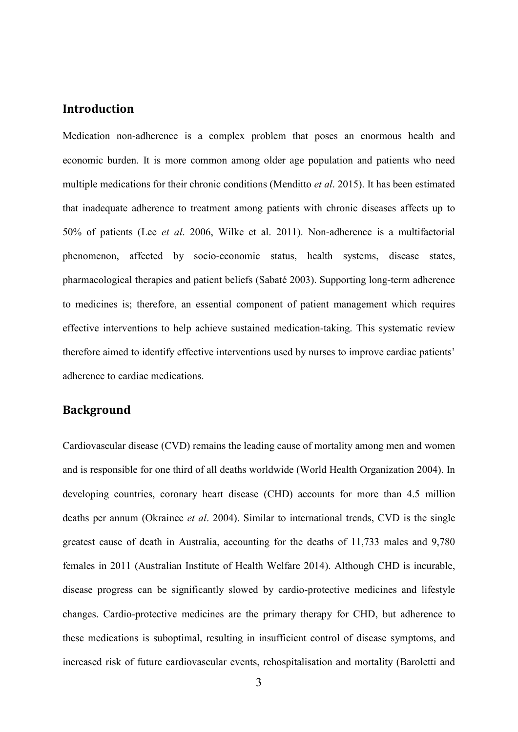## Introduction

Medication non-adherence is a complex problem that poses an enormous health and economic burden. It is more common among older age population and patients who need multiple medications for their chronic conditions (Menditto *et al*. 2015). It has been estimated that inadequate adherence to treatment among patients with chronic diseases affects up to 50% of patients (Lee *et al*. 2006, Wilke et al. 2011). Non-adherence is a multifactorial phenomenon, affected by socio-economic status, health systems, disease states, pharmacological therapies and patient beliefs (Sabaté 2003). Supporting long-term adherence to medicines is; therefore, an essential component of patient management which requires effective interventions to help achieve sustained medication-taking. This systematic review therefore aimed to identify effective interventions used by nurses to improve cardiac patients' adherence to cardiac medications.

## Background

Cardiovascular disease (CVD) remains the leading cause of mortality among men and women and is responsible for one third of all deaths worldwide (World Health Organization 2004). In developing countries, coronary heart disease (CHD) accounts for more than 4.5 million deaths per annum (Okrainec *et al*. 2004). Similar to international trends, CVD is the single greatest cause of death in Australia, accounting for the deaths of 11,733 males and 9,780 females in 2011 (Australian Institute of Health Welfare 2014). Although CHD is incurable, disease progress can be significantly slowed by cardio-protective medicines and lifestyle changes. Cardio-protective medicines are the primary therapy for CHD, but adherence to these medications is suboptimal, resulting in insufficient control of disease symptoms, and increased risk of future cardiovascular events, rehospitalisation and mortality (Baroletti and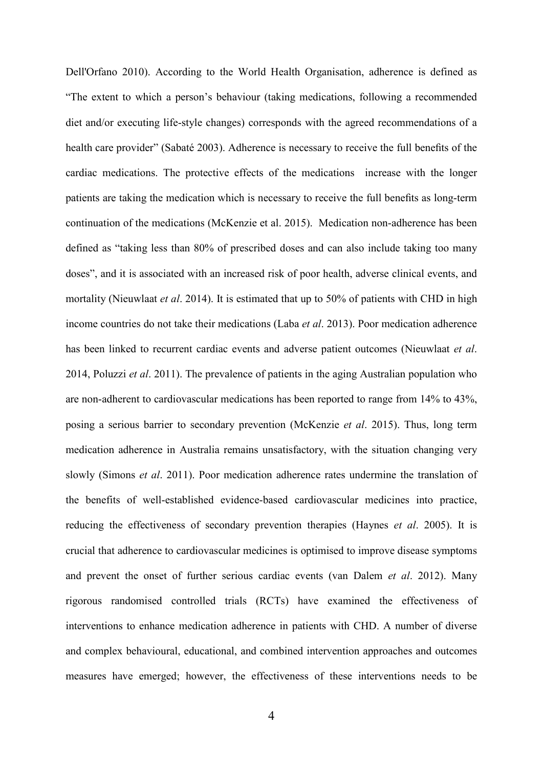Dell'Orfano 2010). According to the World Health Organisation, adherence is defined as "The extent to which a person's behaviour (taking medications, following a recommended diet and/or executing life-style changes) corresponds with the agreed recommendations of a health care provider" (Sabaté 2003). Adherence is necessary to receive the full benefits of the cardiac medications. The protective effects of the medications increase with the longer patients are taking the medication which is necessary to receive the full benefits as long-term continuation of the medications (McKenzie et al. 2015). Medication non-adherence has been defined as "taking less than 80% of prescribed doses and can also include taking too many doses", and it is associated with an increased risk of poor health, adverse clinical events, and mortality (Nieuwlaat *et al*. 2014). It is estimated that up to 50% of patients with CHD in high income countries do not take their medications (Laba *et al*. 2013). Poor medication adherence has been linked to recurrent cardiac events and adverse patient outcomes (Nieuwlaat *et al*. 2014, Poluzzi *et al*. 2011). The prevalence of patients in the aging Australian population who are non-adherent to cardiovascular medications has been reported to range from 14% to 43%, posing a serious barrier to secondary prevention (McKenzie *et al*. 2015). Thus, long term medication adherence in Australia remains unsatisfactory, with the situation changing very slowly (Simons *et al*. 2011). Poor medication adherence rates undermine the translation of the benefits of well-established evidence-based cardiovascular medicines into practice, reducing the effectiveness of secondary prevention therapies (Haynes *et al*. 2005). It is crucial that adherence to cardiovascular medicines is optimised to improve disease symptoms and prevent the onset of further serious cardiac events (van Dalem *et al*. 2012). Many rigorous randomised controlled trials (RCTs) have examined the effectiveness of interventions to enhance medication adherence in patients with CHD. A number of diverse and complex behavioural, educational, and combined intervention approaches and outcomes measures have emerged; however, the effectiveness of these interventions needs to be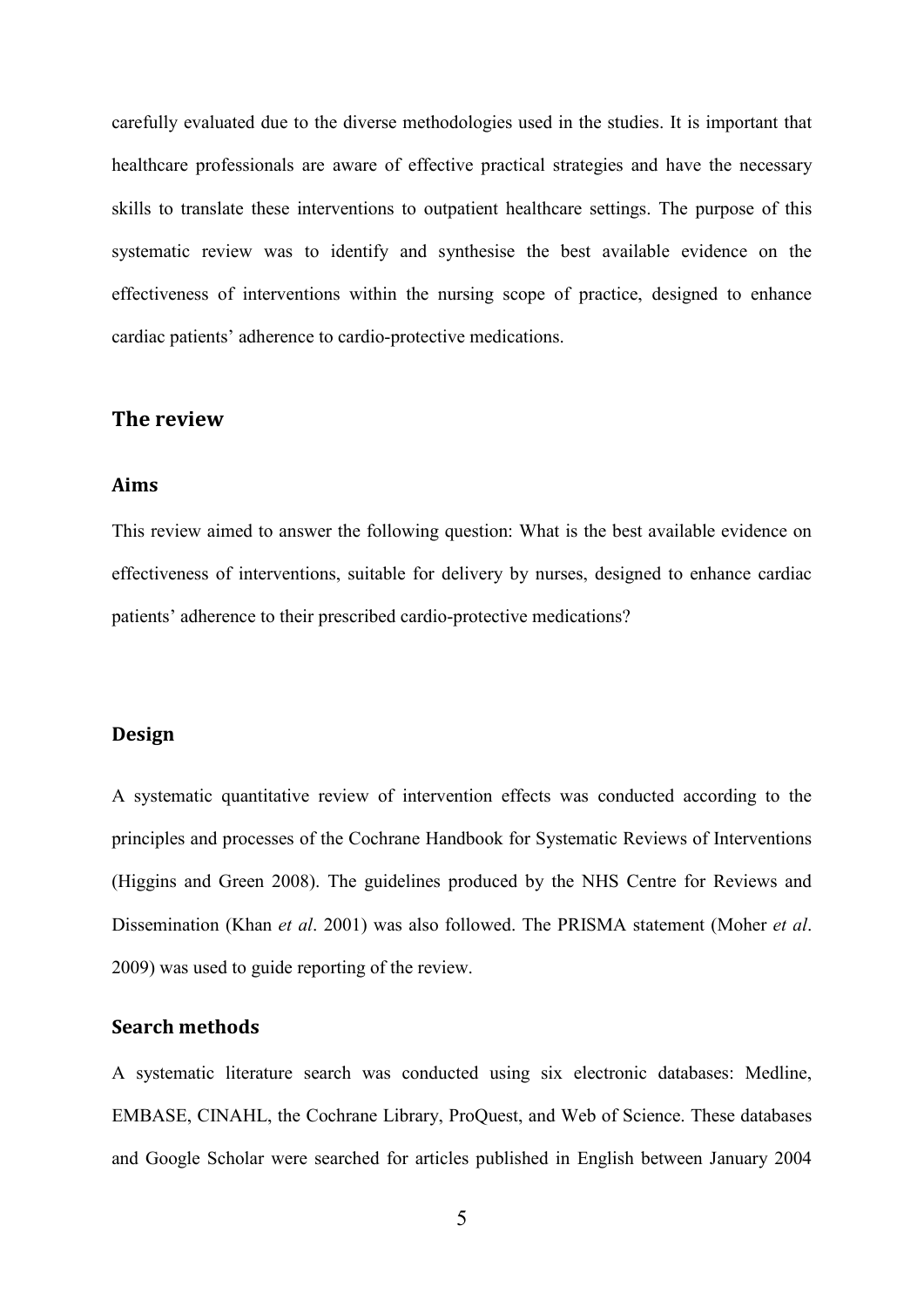carefully evaluated due to the diverse methodologies used in the studies. It is important that healthcare professionals are aware of effective practical strategies and have the necessary skills to translate these interventions to outpatient healthcare settings. The purpose of this systematic review was to identify and synthesise the best available evidence on the effectiveness of interventions within the nursing scope of practice, designed to enhance cardiac patients' adherence to cardio-protective medications.

## The review

### Aims

This review aimed to answer the following question: What is the best available evidence on effectiveness of interventions, suitable for delivery by nurses, designed to enhance cardiac patients' adherence to their prescribed cardio-protective medications?

### Design

A systematic quantitative review of intervention effects was conducted according to the principles and processes of the Cochrane Handbook for Systematic Reviews of Interventions (Higgins and Green 2008). The guidelines produced by the NHS Centre for Reviews and Dissemination (Khan *et al*. 2001) was also followed. The PRISMA statement (Moher *et al*. 2009) was used to guide reporting of the review.

### Search methods

A systematic literature search was conducted using six electronic databases: Medline, EMBASE, CINAHL, the Cochrane Library, ProQuest, and Web of Science. These databases and Google Scholar were searched for articles published in English between January 2004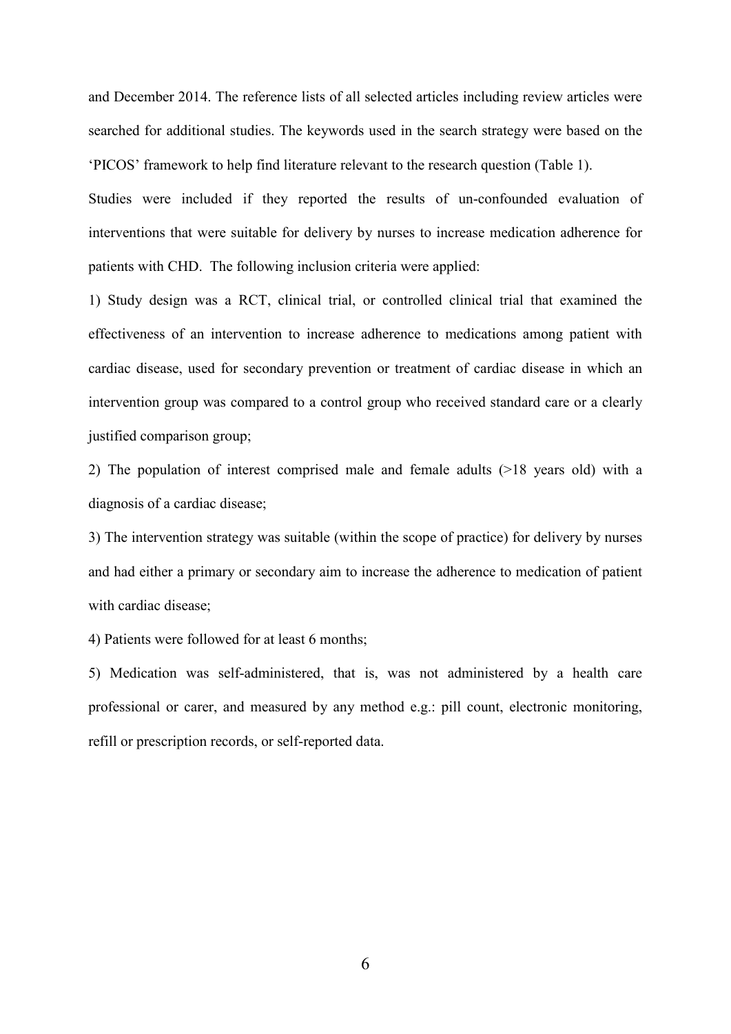and December 2014. The reference lists of all selected articles including review articles were searched for additional studies. The keywords used in the search strategy were based on the 'PICOS' framework to help find literature relevant to the research question (Table 1).

Studies were included if they reported the results of un-confounded evaluation of interventions that were suitable for delivery by nurses to increase medication adherence for patients with CHD. The following inclusion criteria were applied:

1) Study design was a RCT, clinical trial, or controlled clinical trial that examined the effectiveness of an intervention to increase adherence to medications among patient with cardiac disease, used for secondary prevention or treatment of cardiac disease in which an intervention group was compared to a control group who received standard care or a clearly justified comparison group;

2) The population of interest comprised male and female adults (>18 years old) with a diagnosis of a cardiac disease;

3) The intervention strategy was suitable (within the scope of practice) for delivery by nurses and had either a primary or secondary aim to increase the adherence to medication of patient with cardiac disease;

4) Patients were followed for at least 6 months;

5) Medication was self-administered, that is, was not administered by a health care professional or carer, and measured by any method e.g.: pill count, electronic monitoring, refill or prescription records, or self-reported data.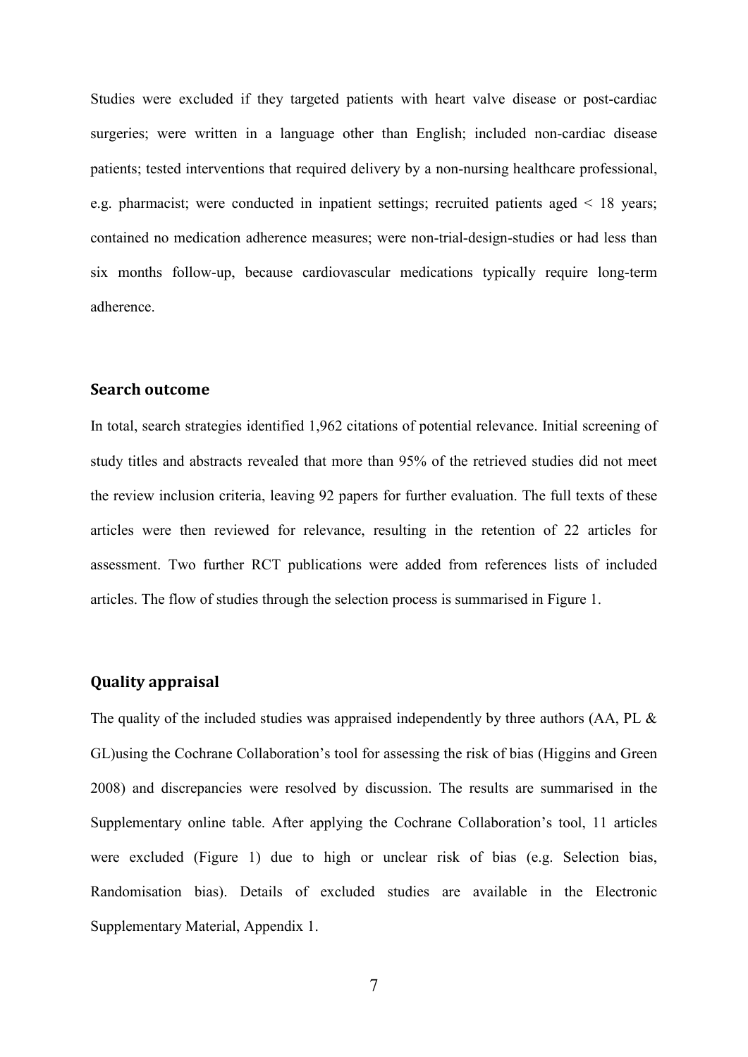Studies were excluded if they targeted patients with heart valve disease or post-cardiac surgeries; were written in a language other than English; included non-cardiac disease patients; tested interventions that required delivery by a non-nursing healthcare professional, e.g. pharmacist; were conducted in inpatient settings; recruited patients aged < 18 years; contained no medication adherence measures; were non-trial-design-studies or had less than six months follow-up, because cardiovascular medications typically require long-term adherence.

## Search outcome

In total, search strategies identified 1,962 citations of potential relevance. Initial screening of study titles and abstracts revealed that more than 95% of the retrieved studies did not meet the review inclusion criteria, leaving 92 papers for further evaluation. The full texts of these articles were then reviewed for relevance, resulting in the retention of 22 articles for assessment. Two further RCT publications were added from references lists of included articles. The flow of studies through the selection process is summarised in Figure 1.

## Quality appraisal

The quality of the included studies was appraised independently by three authors (AA, PL & GL)using the Cochrane Collaboration's tool for assessing the risk of bias (Higgins and Green 2008) and discrepancies were resolved by discussion. The results are summarised in the Supplementary online table. After applying the Cochrane Collaboration's tool, 11 articles were excluded (Figure 1) due to high or unclear risk of bias (e.g. Selection bias, Randomisation bias). Details of excluded studies are available in the Electronic Supplementary Material, Appendix 1.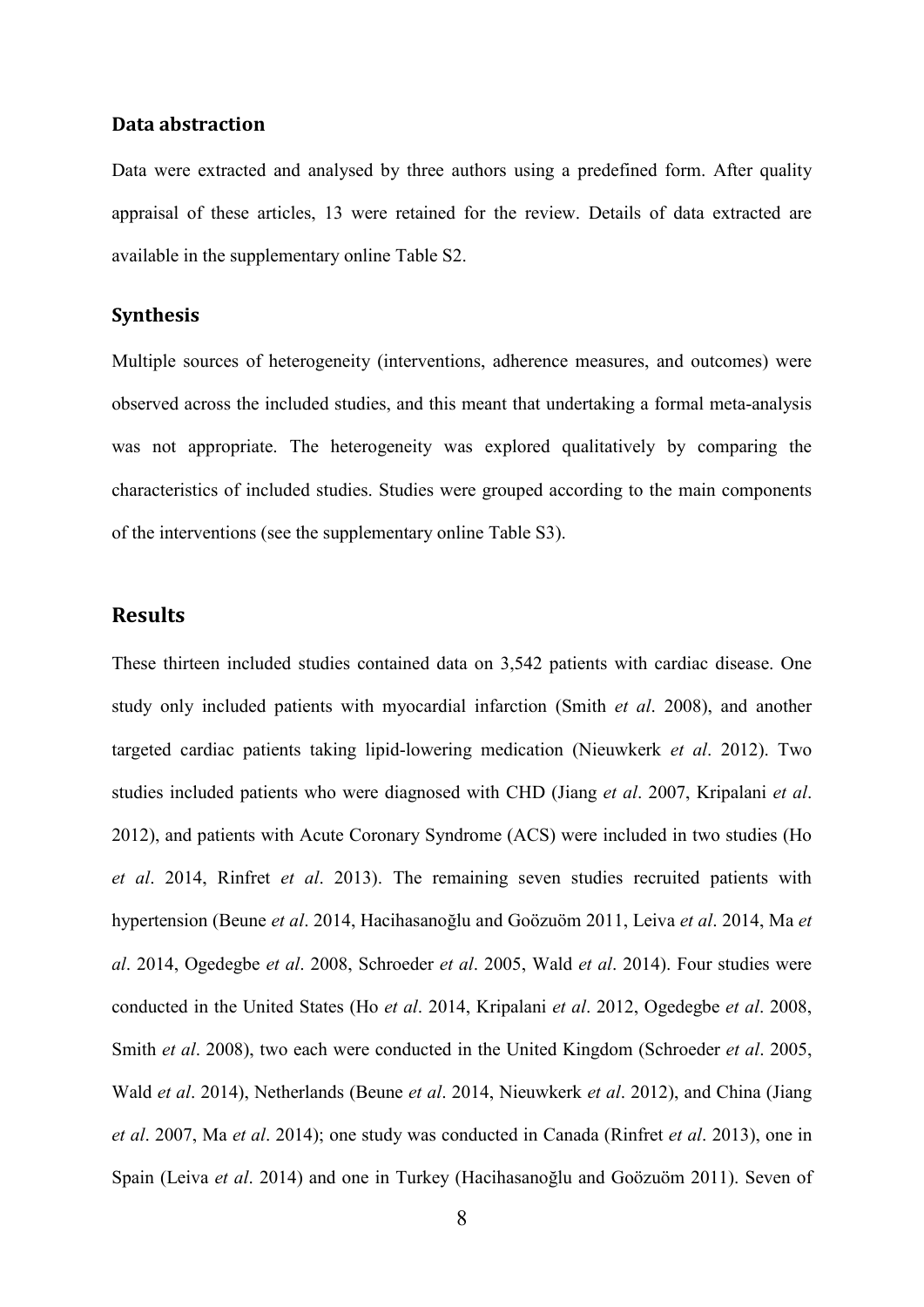### Data abstraction

Data were extracted and analysed by three authors using a predefined form. After quality appraisal of these articles, 13 were retained for the review. Details of data extracted are available in the supplementary online Table S2.

### Synthesis

Multiple sources of heterogeneity (interventions, adherence measures, and outcomes) were observed across the included studies, and this meant that undertaking a formal meta-analysis was not appropriate. The heterogeneity was explored qualitatively by comparing the characteristics of included studies. Studies were grouped according to the main components of the interventions (see the supplementary online Table S3).

## Results

These thirteen included studies contained data on 3,542 patients with cardiac disease. One study only included patients with myocardial infarction (Smith *et al*. 2008), and another targeted cardiac patients taking lipid-lowering medication (Nieuwkerk *et al*. 2012). Two studies included patients who were diagnosed with CHD (Jiang *et al*. 2007, Kripalani *et al*. 2012), and patients with Acute Coronary Syndrome (ACS) were included in two studies (Ho *et al*. 2014, Rinfret *et al*. 2013). The remaining seven studies recruited patients with hypertension (Beune *et al*. 2014, Hacihasanoğlu and Goözuöm 2011, Leiva *et al*. 2014, Ma *et al*. 2014, Ogedegbe *et al*. 2008, Schroeder *et al*. 2005, Wald *et al*. 2014). Four studies were conducted in the United States (Ho *et al*. 2014, Kripalani *et al*. 2012, Ogedegbe *et al*. 2008, Smith *et al*. 2008), two each were conducted in the United Kingdom (Schroeder *et al*. 2005, Wald *et al*. 2014), Netherlands (Beune *et al*. 2014, Nieuwkerk *et al*. 2012), and China (Jiang *et al*. 2007, Ma *et al*. 2014); one study was conducted in Canada (Rinfret *et al*. 2013), one in Spain (Leiva *et al*. 2014) and one in Turkey (Hacihasanoğlu and Goözuöm 2011). Seven of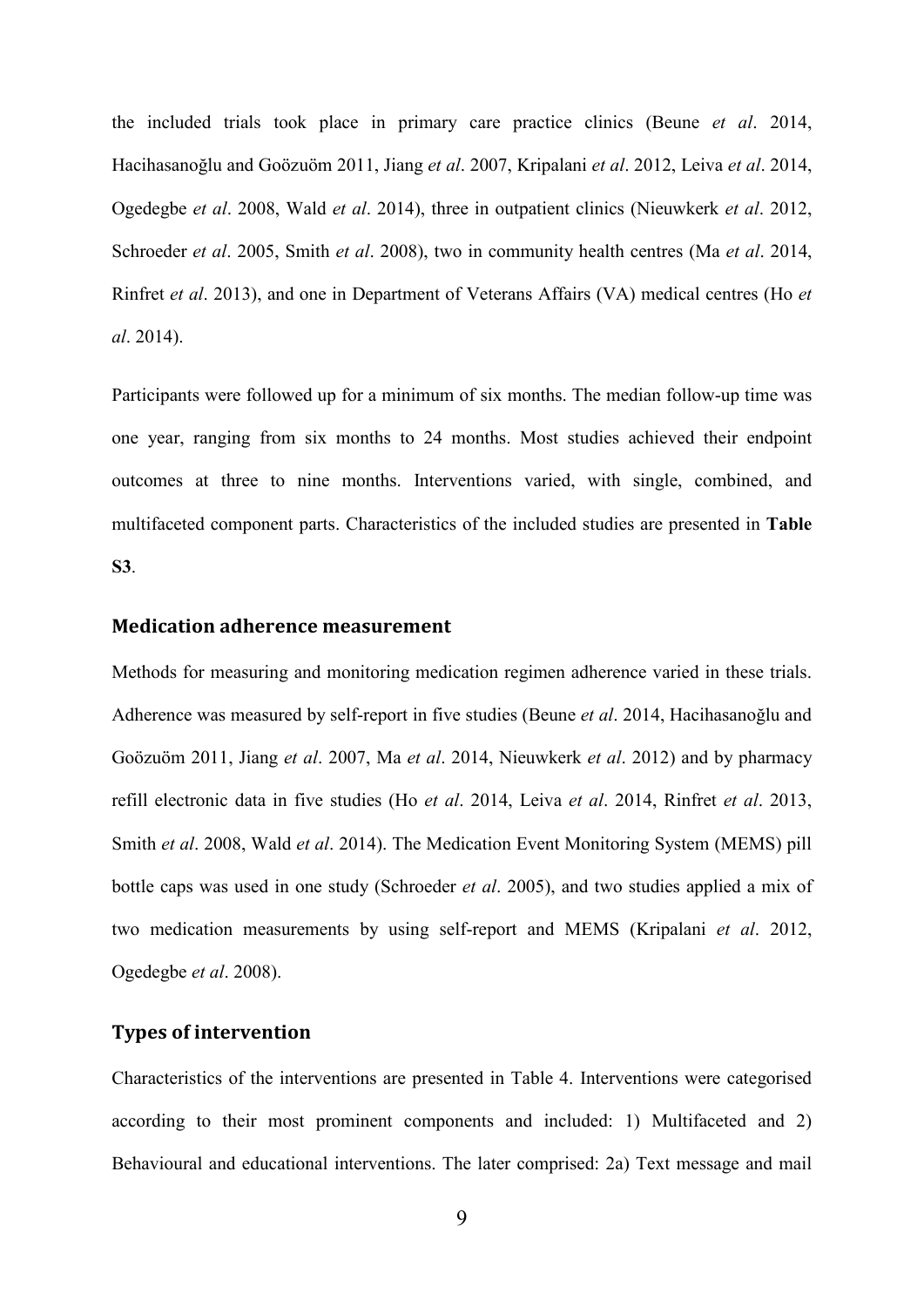the included trials took place in primary care practice clinics (Beune *et al*. 2014, Hacihasanoğlu and Goözuöm 2011, Jiang *et al*. 2007, Kripalani *et al*. 2012, Leiva *et al*. 2014, Ogedegbe *et al*. 2008, Wald *et al*. 2014), three in outpatient clinics (Nieuwkerk *et al*. 2012, Schroeder *et al*. 2005, Smith *et al*. 2008), two in community health centres (Ma *et al*. 2014, Rinfret *et al*. 2013), and one in Department of Veterans Affairs (VA) medical centres (Ho *et al*. 2014).

Participants were followed up for a minimum of six months. The median follow-up time was one year, ranging from six months to 24 months. Most studies achieved their endpoint outcomes at three to nine months. Interventions varied, with single, combined, and multifaceted component parts. Characteristics of the included studies are presented in **Table S3**.

## Medication adherence measurement

Methods for measuring and monitoring medication regimen adherence varied in these trials. Adherence was measured by self-report in five studies (Beune *et al*. 2014, Hacihasanoğlu and Goözuöm 2011, Jiang *et al*. 2007, Ma *et al*. 2014, Nieuwkerk *et al*. 2012) and by pharmacy refill electronic data in five studies (Ho *et al*. 2014, Leiva *et al*. 2014, Rinfret *et al*. 2013, Smith *et al*. 2008, Wald *et al*. 2014). The Medication Event Monitoring System (MEMS) pill bottle caps was used in one study (Schroeder *et al*. 2005), and two studies applied a mix of two medication measurements by using self-report and MEMS (Kripalani *et al*. 2012, Ogedegbe *et al*. 2008).

## Types of intervention

Characteristics of the interventions are presented in Table 4. Interventions were categorised according to their most prominent components and included: 1) Multifaceted and 2) Behavioural and educational interventions. The later comprised: 2a) Text message and mail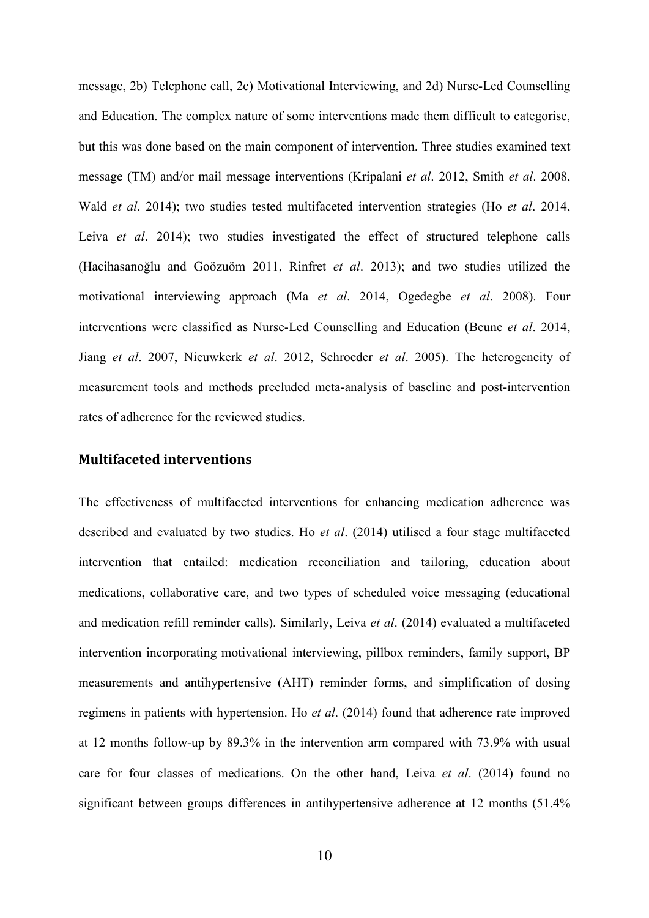message, 2b) Telephone call, 2c) Motivational Interviewing, and 2d) Nurse-Led Counselling and Education. The complex nature of some interventions made them difficult to categorise, but this was done based on the main component of intervention. Three studies examined text message (TM) and/or mail message interventions (Kripalani *et al*. 2012, Smith *et al*. 2008, Wald *et al*. 2014); two studies tested multifaceted intervention strategies (Ho *et al*. 2014, Leiva *et al*. 2014); two studies investigated the effect of structured telephone calls (Hacihasanoğlu and Goözuöm 2011, Rinfret *et al*. 2013); and two studies utilized the motivational interviewing approach (Ma *et al*. 2014, Ogedegbe *et al*. 2008). Four interventions were classified as Nurse-Led Counselling and Education (Beune *et al*. 2014, Jiang *et al*. 2007, Nieuwkerk *et al*. 2012, Schroeder *et al*. 2005). The heterogeneity of measurement tools and methods precluded meta-analysis of baseline and post-intervention rates of adherence for the reviewed studies.

## Multifaceted interventions

The effectiveness of multifaceted interventions for enhancing medication adherence was described and evaluated by two studies. Ho *et al*. (2014) utilised a four stage multifaceted intervention that entailed: medication reconciliation and tailoring, education about medications, collaborative care, and two types of scheduled voice messaging (educational and medication refill reminder calls). Similarly, Leiva *et al*. (2014) evaluated a multifaceted intervention incorporating motivational interviewing, pillbox reminders, family support, BP measurements and antihypertensive (AHT) reminder forms, and simplification of dosing regimens in patients with hypertension. Ho *et al*. (2014) found that adherence rate improved at 12 months follow-up by 89.3% in the intervention arm compared with 73.9% with usual care for four classes of medications. On the other hand, Leiva *et al*. (2014) found no significant between groups differences in antihypertensive adherence at 12 months (51.4%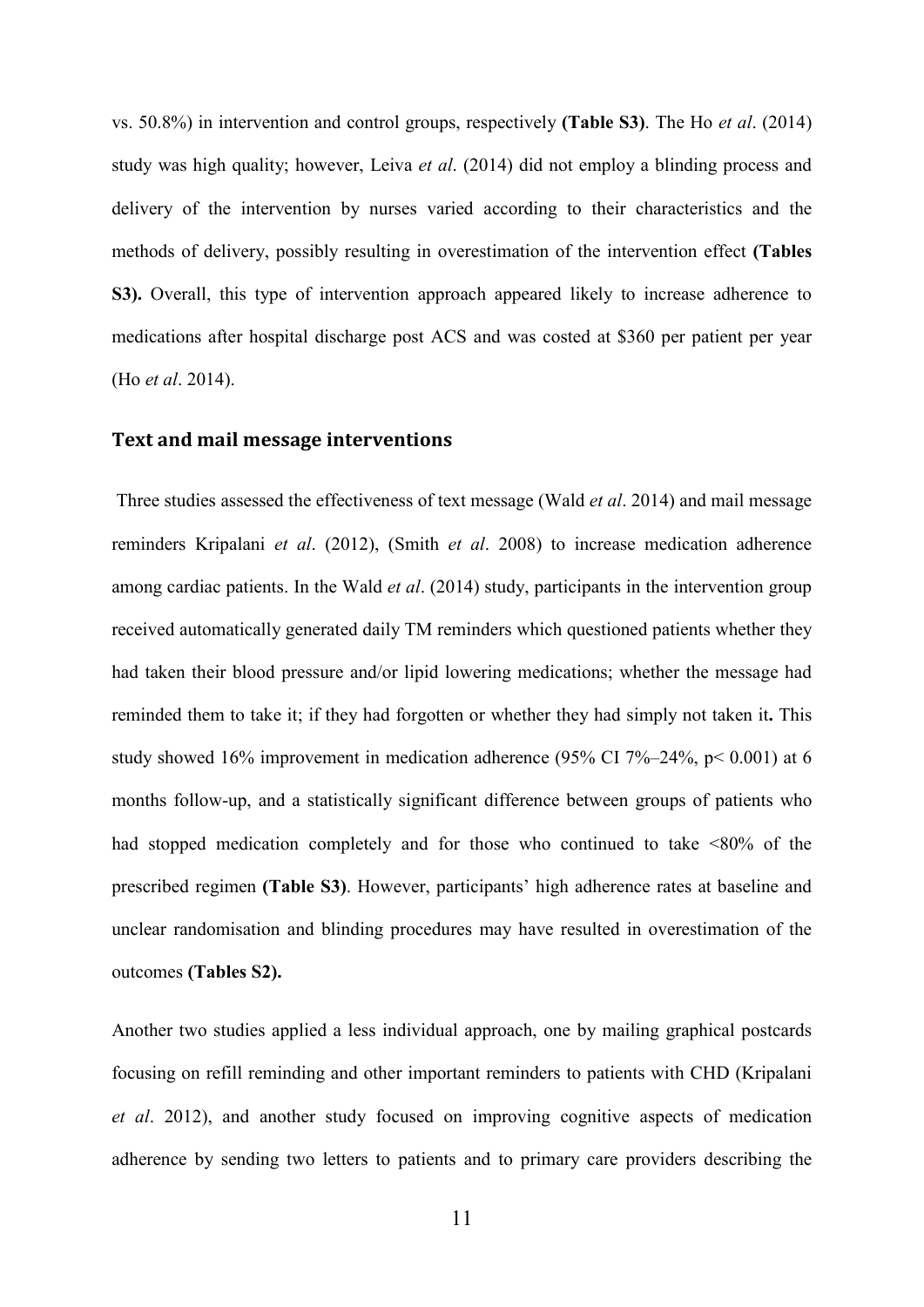vs. 50.8%) in intervention and control groups, respectively **(Table S3)**. The Ho *et al*. (2014) study was high quality; however, Leiva *et al*. (2014) did not employ a blinding process and delivery of the intervention by nurses varied according to their characteristics and the methods of delivery, possibly resulting in overestimation of the intervention effect **(Tables S3).** Overall, this type of intervention approach appeared likely to increase adherence to medications after hospital discharge post ACS and was costed at $360 per patient per year (Ho *et al*. 2014).

## Text and mail message interventions

Three studies assessed the effectiveness of text message (Wald *et al*. 2014) and mail message reminders Kripalani *et al*. (2012), (Smith *et al*. 2008) to increase medication adherence among cardiac patients. In the Wald *et al*. (2014) study, participants in the intervention group received automatically generated daily TM reminders which questioned patients whether they had taken their blood pressure and/or lipid lowering medications; whether the message had reminded them to take it; if they had forgotten or whether they had simply not taken it**.** This study showed 16% improvement in medication adherence (95% CI 7%–24%, $p < 0.001$) at 6 months follow-up, and a statistically significant difference between groups of patients who had stopped medication completely and for those who continued to take <80% of the prescribed regimen **(Table S3)**. However, participants' high adherence rates at baseline and unclear randomisation and blinding procedures may have resulted in overestimation of the outcomes **(Tables S2).**

Another two studies applied a less individual approach, one by mailing graphical postcards focusing on refill reminding and other important reminders to patients with CHD (Kripalani *et al*. 2012), and another study focused on improving cognitive aspects of medication adherence by sending two letters to patients and to primary care providers describing the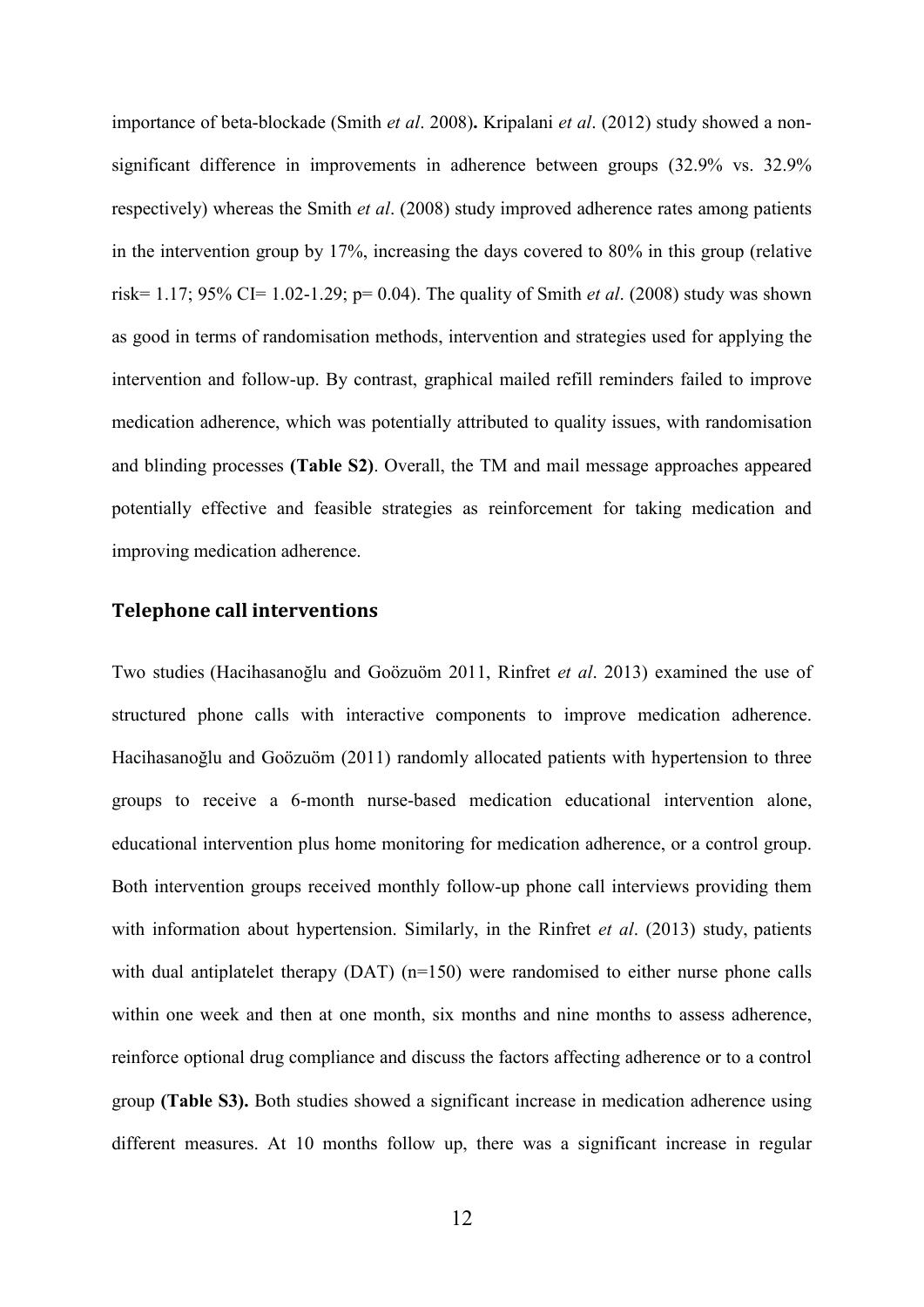importance of beta-blockade (Smith *et al*. 2008)**.** Kripalani *et al*. (2012) study showed a non-significant difference in improvements in adherence between groups (32.9% vs. 32.9% respectively) whereas the Smith *et al*. (2008) study improved adherence rates among patients in the intervention group by 17%, increasing the days covered to 80% in this group (relative risk= 1.17; 95% CI= 1.02-1.29; p= 0.04). The quality of Smith *et al*. (2008) study was shown as good in terms of randomisation methods, intervention and strategies used for applying the intervention and follow-up. By contrast, graphical mailed refill reminders failed to improve medication adherence, which was potentially attributed to quality issues, with randomisation and blinding processes **(Table S2)**. Overall, the TM and mail message approaches appeared potentially effective and feasible strategies as reinforcement for taking medication and improving medication adherence.

## Telephone call interventions

Two studies (Hacihasanoğlu and Goözuöm 2011, Rinfret *et al*. 2013) examined the use of structured phone calls with interactive components to improve medication adherence. Hacihasanoğlu and Goözuöm (2011) randomly allocated patients with hypertension to three groups to receive a 6-month nurse-based medication educational intervention alone, educational intervention plus home monitoring for medication adherence, or a control group. Both intervention groups received monthly follow-up phone call interviews providing them with information about hypertension. Similarly, in the Rinfret *et al*. (2013) study, patients with dual antiplatelet therapy (DAT) (n=150) were randomised to either nurse phone calls within one week and then at one month, six months and nine months to assess adherence, reinforce optional drug compliance and discuss the factors affecting adherence or to a control group **(Table S3).** Both studies showed a significant increase in medication adherence using different measures. At 10 months follow up, there was a significant increase in regular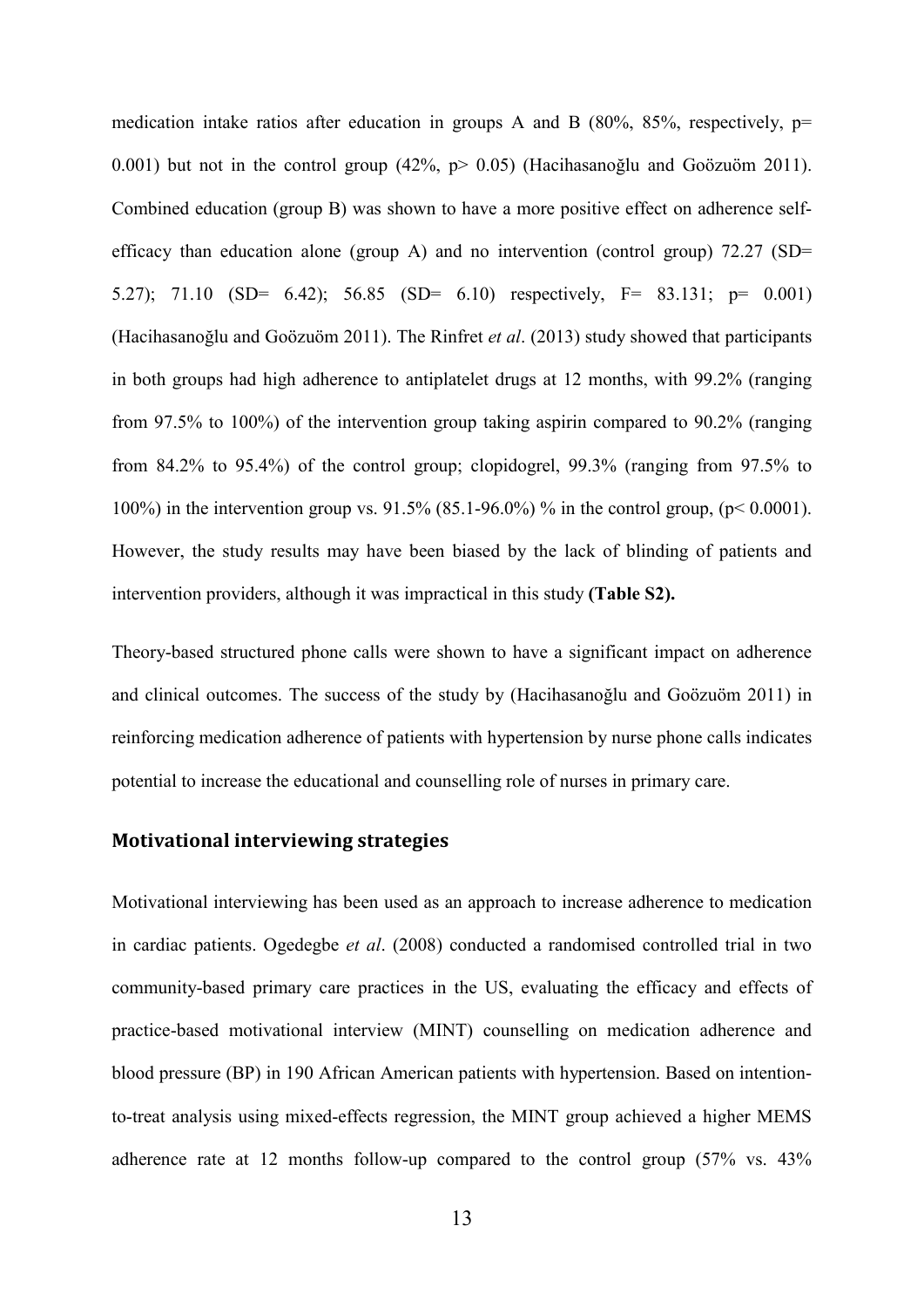medication intake ratios after education in groups A and B (80%, 85%, respectively, $p = 0.001$) but not in the control group (42%, $p > 0.05$) (Hacihasanoğlu and Goözuöm 2011). Combined education (group B) was shown to have a more positive effect on adherence self-efficacy than education alone (group A) and no intervention (control group) 72.27 (SD= 5.27); 71.10 (SD= 6.42); 56.85 (SD= 6.10) respectively, $F = 83.131$; $p = 0.001$) (Hacihasanoğlu and Goözuöm 2011). The Rinfret *et al*. (2013) study showed that participants in both groups had high adherence to antiplatelet drugs at 12 months, with 99.2% (ranging from 97.5% to 100%) of the intervention group taking aspirin compared to 90.2% (ranging from 84.2% to 95.4%) of the control group; clopidogrel, 99.3% (ranging from 97.5% to 100%) in the intervention group vs. 91.5% (85.1-96.0%) % in the control group, ($p < 0.0001$). However, the study results may have been biased by the lack of blinding of patients and intervention providers, although it was impractical in this study **(Table S2).**

Theory-based structured phone calls were shown to have a significant impact on adherence and clinical outcomes. The success of the study by (Hacihasanoğlu and Goözuöm 2011) in reinforcing medication adherence of patients with hypertension by nurse phone calls indicates potential to increase the educational and counselling role of nurses in primary care.

## Motivational interviewing strategies

Motivational interviewing has been used as an approach to increase adherence to medication in cardiac patients. Ogedegbe *et al*. (2008) conducted a randomised controlled trial in two community-based primary care practices in the US, evaluating the efficacy and effects of practice-based motivational interview (MINT) counselling on medication adherence and blood pressure (BP) in 190 African American patients with hypertension. Based on intention-to-treat analysis using mixed-effects regression, the MINT group achieved a higher MEMS adherence rate at 12 months follow-up compared to the control group (57% vs. 43%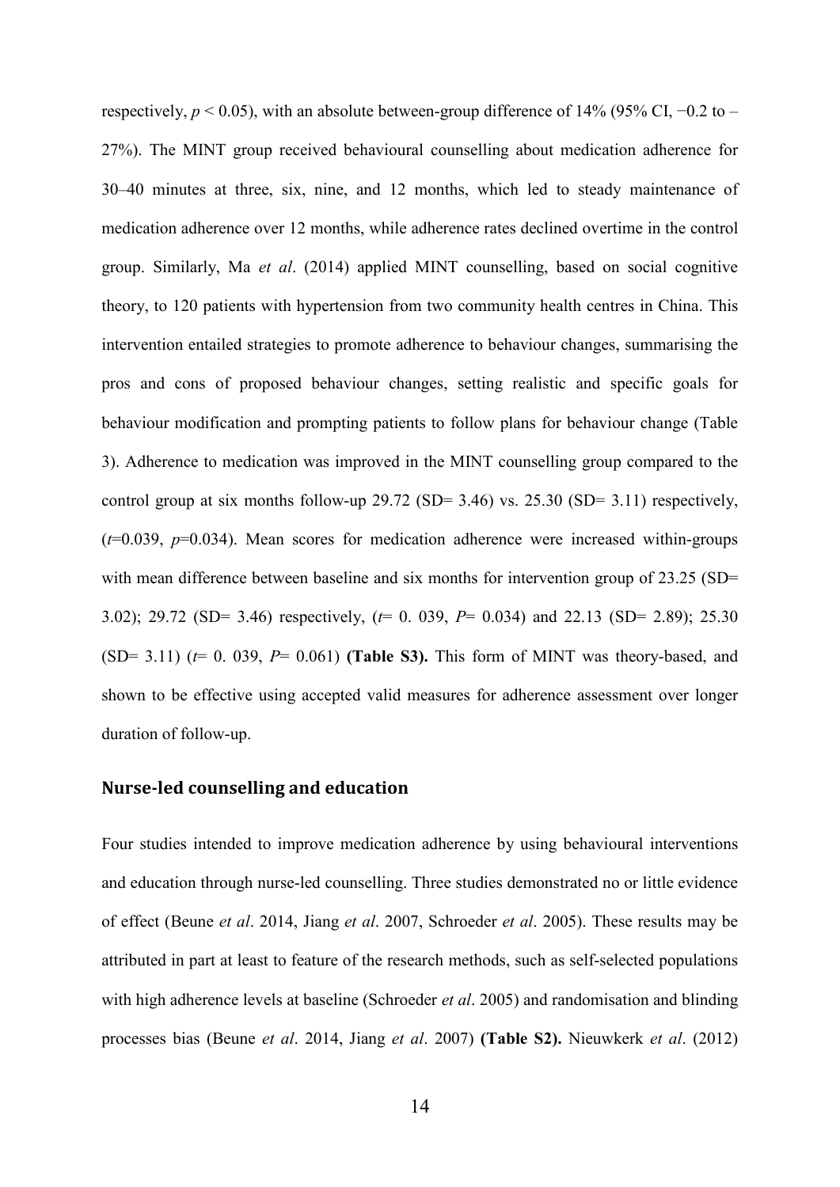respectively, $p < 0.05$), with an absolute between-group difference of 14% (95% CI, −0.2 to –27%). The MINT group received behavioural counselling about medication adherence for 30–40 minutes at three, six, nine, and 12 months, which led to steady maintenance of medication adherence over 12 months, while adherence rates declined overtime in the control group. Similarly, Ma *et al*. (2014) applied MINT counselling, based on social cognitive theory, to 120 patients with hypertension from two community health centres in China. This intervention entailed strategies to promote adherence to behaviour changes, summarising the pros and cons of proposed behaviour changes, setting realistic and specific goals for behaviour modification and prompting patients to follow plans for behaviour change (Table 3). Adherence to medication was improved in the MINT counselling group compared to the control group at six months follow-up 29.72 (SD= 3.46) vs. 25.30 (SD= 3.11) respectively, ($t$=0.039, $p$=0.034). Mean scores for medication adherence were increased within-groups with mean difference between baseline and six months for intervention group of 23.25 (SD= 3.02); 29.72 (SD= 3.46) respectively, ($t$= 0. 039, $P$= 0.034) and 22.13 (SD= 2.89); 25.30 (SD= 3.11) ($t$= 0. 039, $P$= 0.061) **(Table S3).** This form of MINT was theory-based, and shown to be effective using accepted valid measures for adherence assessment over longer duration of follow-up.

## Nurse-led counselling and education

Four studies intended to improve medication adherence by using behavioural interventions and education through nurse-led counselling. Three studies demonstrated no or little evidence of effect (Beune *et al*. 2014, Jiang *et al*. 2007, Schroeder *et al*. 2005). These results may be attributed in part at least to feature of the research methods, such as self-selected populations with high adherence levels at baseline (Schroeder *et al*. 2005) and randomisation and blinding processes bias (Beune *et al*. 2014, Jiang *et al*. 2007) **(Table S2).** Nieuwkerk *et al*. (2012)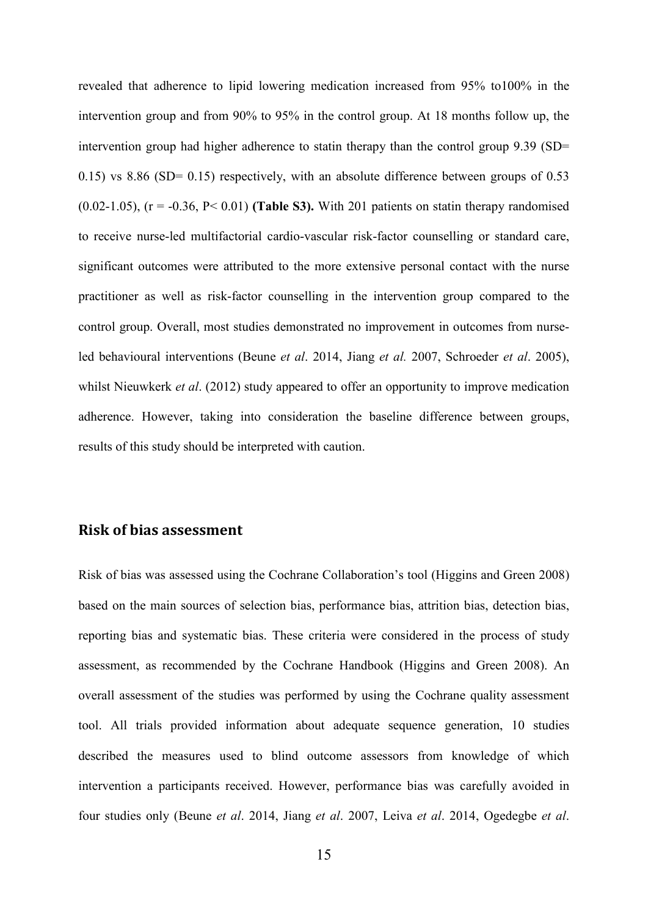revealed that adherence to lipid lowering medication increased from 95% to100% in the intervention group and from 90% to 95% in the control group. At 18 months follow up, the intervention group had higher adherence to statin therapy than the control group 9.39 (SD= 0.15) vs 8.86 (SD= 0.15) respectively, with an absolute difference between groups of 0.53 (0.02-1.05), ($r = -0.36$, $P < 0.01$) **(Table S3).** With 201 patients on statin therapy randomised to receive nurse-led multifactorial cardio-vascular risk-factor counselling or standard care, significant outcomes were attributed to the more extensive personal contact with the nurse practitioner as well as risk-factor counselling in the intervention group compared to the control group. Overall, most studies demonstrated no improvement in outcomes from nurse-led behavioural interventions (Beune *et al*. 2014, Jiang *et al.* 2007, Schroeder *et al*. 2005), whilst Nieuwkerk *et al*. (2012) study appeared to offer an opportunity to improve medication adherence. However, taking into consideration the baseline difference between groups, results of this study should be interpreted with caution.

## Risk of bias assessment

Risk of bias was assessed using the Cochrane Collaboration's tool (Higgins and Green 2008) based on the main sources of selection bias, performance bias, attrition bias, detection bias, reporting bias and systematic bias. These criteria were considered in the process of study assessment, as recommended by the Cochrane Handbook (Higgins and Green 2008). An overall assessment of the studies was performed by using the Cochrane quality assessment tool. All trials provided information about adequate sequence generation, 10 studies described the measures used to blind outcome assessors from knowledge of which intervention a participants received. However, performance bias was carefully avoided in four studies only (Beune *et al*. 2014, Jiang *et al*. 2007, Leiva *et al*. 2014, Ogedegbe *et al*.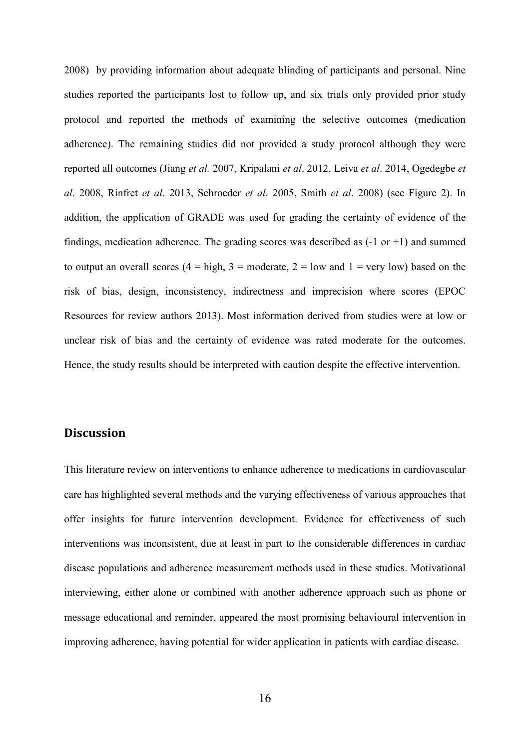2008) by providing information about adequate blinding of participants and personal. Nine studies reported the participants lost to follow up, and six trials only provided prior study protocol and reported the methods of examining the selective outcomes (medication adherence). The remaining studies did not provided a study protocol although they were reported all outcomes (Jiang *et al.* 2007, Kripalani *et al*. 2012, Leiva *et al*. 2014, Ogedegbe *et al*. 2008, Rinfret *et al*. 2013, Schroeder *et al*. 2005, Smith *et al*. 2008) (see Figure 2). In addition, the application of GRADE was used for grading the certainty of evidence of the findings, medication adherence. The grading scores was described as (-1 or +1) and summed to output an overall scores (4 = high, 3 = moderate, 2 = low and 1 = very low) based on the risk of bias, design, inconsistency, indirectness and imprecision where scores (EPOC Resources for review authors 2013). Most information derived from studies were at low or unclear risk of bias and the certainty of evidence was rated moderate for the outcomes. Hence, the study results should be interpreted with caution despite the effective intervention.

## Discussion

This literature review on interventions to enhance adherence to medications in cardiovascular care has highlighted several methods and the varying effectiveness of various approaches that offer insights for future intervention development. Evidence for effectiveness of such interventions was inconsistent, due at least in part to the considerable differences in cardiac disease populations and adherence measurement methods used in these studies. Motivational interviewing, either alone or combined with another adherence approach such as phone or message educational and reminder, appeared the most promising behavioural intervention in improving adherence, having potential for wider application in patients with cardiac disease.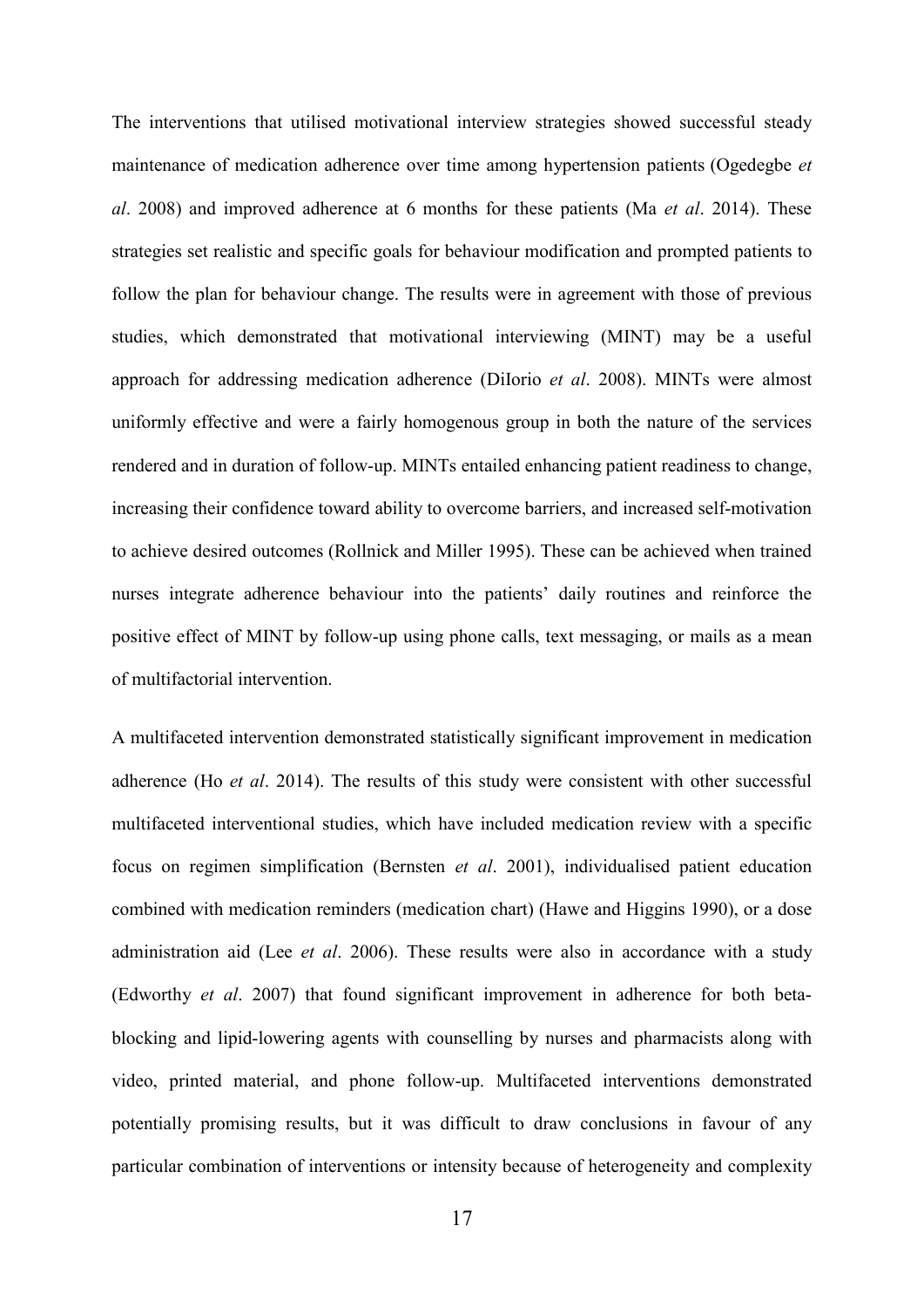The interventions that utilised motivational interview strategies showed successful steady maintenance of medication adherence over time among hypertension patients (Ogedegbe *et al*. 2008) and improved adherence at 6 months for these patients (Ma *et al*. 2014). These strategies set realistic and specific goals for behaviour modification and prompted patients to follow the plan for behaviour change. The results were in agreement with those of previous studies, which demonstrated that motivational interviewing (MINT) may be a useful approach for addressing medication adherence (DiIorio *et al*. 2008). MINTs were almost uniformly effective and were a fairly homogenous group in both the nature of the services rendered and in duration of follow-up. MINTs entailed enhancing patient readiness to change, increasing their confidence toward ability to overcome barriers, and increased self-motivation to achieve desired outcomes (Rollnick and Miller 1995). These can be achieved when trained nurses integrate adherence behaviour into the patients' daily routines and reinforce the positive effect of MINT by follow-up using phone calls, text messaging, or mails as a mean of multifactorial intervention.

A multifaceted intervention demonstrated statistically significant improvement in medication adherence (Ho *et al*. 2014). The results of this study were consistent with other successful multifaceted interventional studies, which have included medication review with a specific focus on regimen simplification (Bernsten *et al*. 2001), individualised patient education combined with medication reminders (medication chart) (Hawe and Higgins 1990), or a dose administration aid (Lee *et al*. 2006). These results were also in accordance with a study (Edworthy *et al*. 2007) that found significant improvement in adherence for both beta-blocking and lipid-lowering agents with counselling by nurses and pharmacists along with video, printed material, and phone follow-up. Multifaceted interventions demonstrated potentially promising results, but it was difficult to draw conclusions in favour of any particular combination of interventions or intensity because of heterogeneity and complexity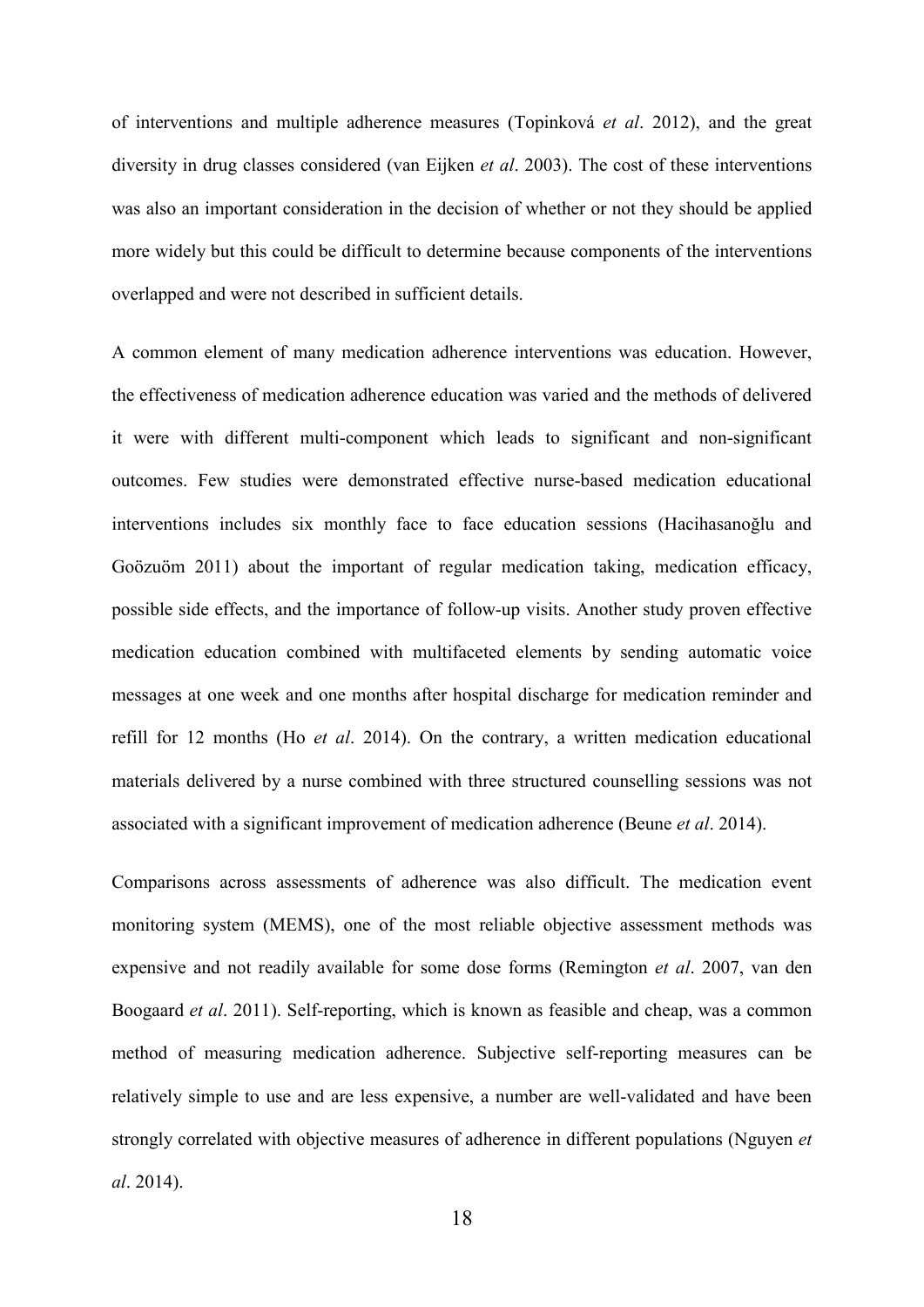of interventions and multiple adherence measures (Topinková *et al*. 2012), and the great diversity in drug classes considered (van Eijken *et al*. 2003). The cost of these interventions was also an important consideration in the decision of whether or not they should be applied more widely but this could be difficult to determine because components of the interventions overlapped and were not described in sufficient details.

A common element of many medication adherence interventions was education. However, the effectiveness of medication adherence education was varied and the methods of delivered it were with different multi-component which leads to significant and non-significant outcomes. Few studies were demonstrated effective nurse-based medication educational interventions includes six monthly face to face education sessions (Hacihasanoğlu and Goözuöm 2011) about the important of regular medication taking, medication efficacy, possible side effects, and the importance of follow-up visits. Another study proven effective medication education combined with multifaceted elements by sending automatic voice messages at one week and one months after hospital discharge for medication reminder and refill for 12 months (Ho *et al*. 2014). On the contrary, a written medication educational materials delivered by a nurse combined with three structured counselling sessions was not associated with a significant improvement of medication adherence (Beune *et al*. 2014).

Comparisons across assessments of adherence was also difficult. The medication event monitoring system (MEMS), one of the most reliable objective assessment methods was expensive and not readily available for some dose forms (Remington *et al*. 2007, van den Boogaard *et al*. 2011). Self-reporting, which is known as feasible and cheap, was a common method of measuring medication adherence. Subjective self-reporting measures can be relatively simple to use and are less expensive, a number are well-validated and have been strongly correlated with objective measures of adherence in different populations (Nguyen *et al*. 2014).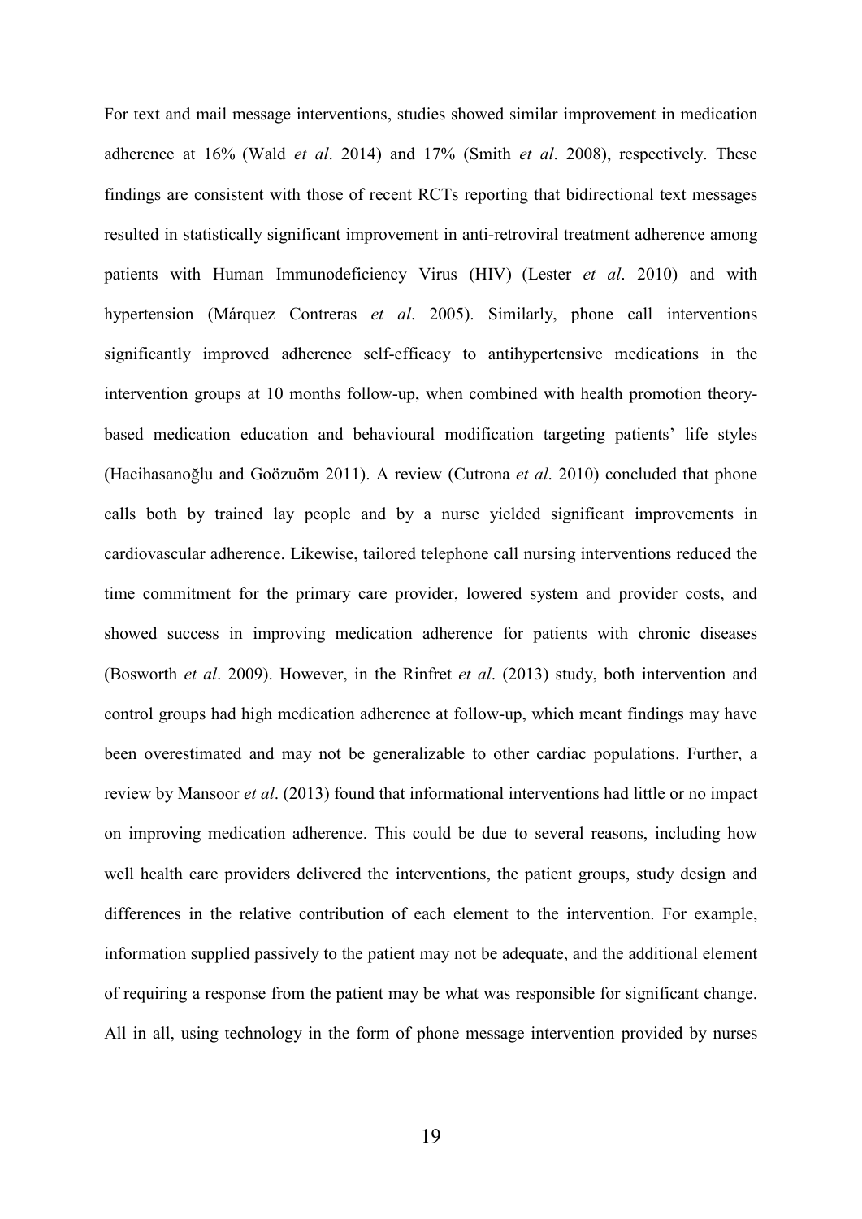For text and mail message interventions, studies showed similar improvement in medication adherence at 16% (Wald *et al*. 2014) and 17% (Smith *et al*. 2008), respectively. These findings are consistent with those of recent RCTs reporting that bidirectional text messages resulted in statistically significant improvement in anti-retroviral treatment adherence among patients with Human Immunodeficiency Virus (HIV) (Lester *et al*. 2010) and with hypertension (Márquez Contreras *et al*. 2005). Similarly, phone call interventions significantly improved adherence self-efficacy to antihypertensive medications in the intervention groups at 10 months follow-up, when combined with health promotion theory-based medication education and behavioural modification targeting patients' life styles (Hacihasanoğlu and Goözuöm 2011). A review (Cutrona *et al*. 2010) concluded that phone calls both by trained lay people and by a nurse yielded significant improvements in cardiovascular adherence. Likewise, tailored telephone call nursing interventions reduced the time commitment for the primary care provider, lowered system and provider costs, and showed success in improving medication adherence for patients with chronic diseases (Bosworth *et al*. 2009). However, in the Rinfret *et al*. (2013) study, both intervention and control groups had high medication adherence at follow-up, which meant findings may have been overestimated and may not be generalizable to other cardiac populations. Further, a review by Mansoor *et al*. (2013) found that informational interventions had little or no impact on improving medication adherence. This could be due to several reasons, including how well health care providers delivered the interventions, the patient groups, study design and differences in the relative contribution of each element to the intervention. For example, information supplied passively to the patient may not be adequate, and the additional element of requiring a response from the patient may be what was responsible for significant change. All in all, using technology in the form of phone message intervention provided by nurses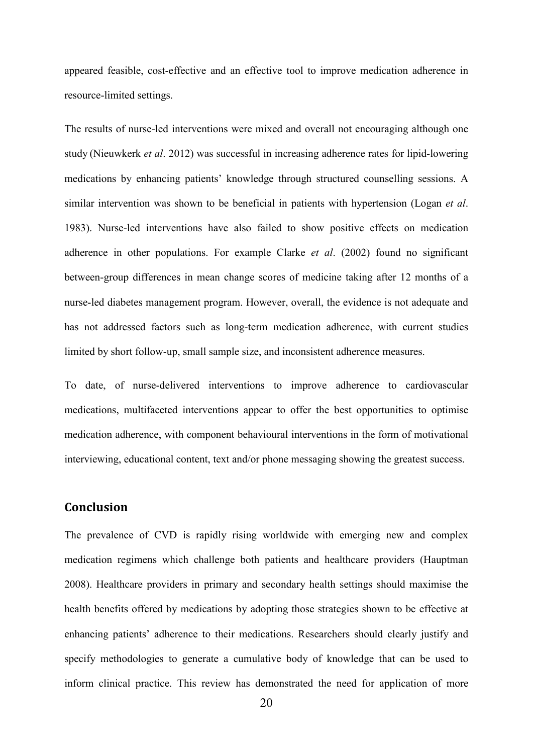appeared feasible, cost-effective and an effective tool to improve medication adherence in resource-limited settings.

The results of nurse-led interventions were mixed and overall not encouraging although one study (Nieuwkerk *et al*. 2012) was successful in increasing adherence rates for lipid-lowering medications by enhancing patients' knowledge through structured counselling sessions. A similar intervention was shown to be beneficial in patients with hypertension (Logan *et al*. 1983). Nurse-led interventions have also failed to show positive effects on medication adherence in other populations. For example Clarke *et al*. (2002) found no significant between-group differences in mean change scores of medicine taking after 12 months of a nurse-led diabetes management program. However, overall, the evidence is not adequate and has not addressed factors such as long-term medication adherence, with current studies limited by short follow-up, small sample size, and inconsistent adherence measures.

To date, of nurse-delivered interventions to improve adherence to cardiovascular medications, multifaceted interventions appear to offer the best opportunities to optimise medication adherence, with component behavioural interventions in the form of motivational interviewing, educational content, text and/or phone messaging showing the greatest success.

## Conclusion

The prevalence of CVD is rapidly rising worldwide with emerging new and complex medication regimens which challenge both patients and healthcare providers (Hauptman 2008). Healthcare providers in primary and secondary health settings should maximise the health benefits offered by medications by adopting those strategies shown to be effective at enhancing patients' adherence to their medications. Researchers should clearly justify and specify methodologies to generate a cumulative body of knowledge that can be used to inform clinical practice. This review has demonstrated the need for application of more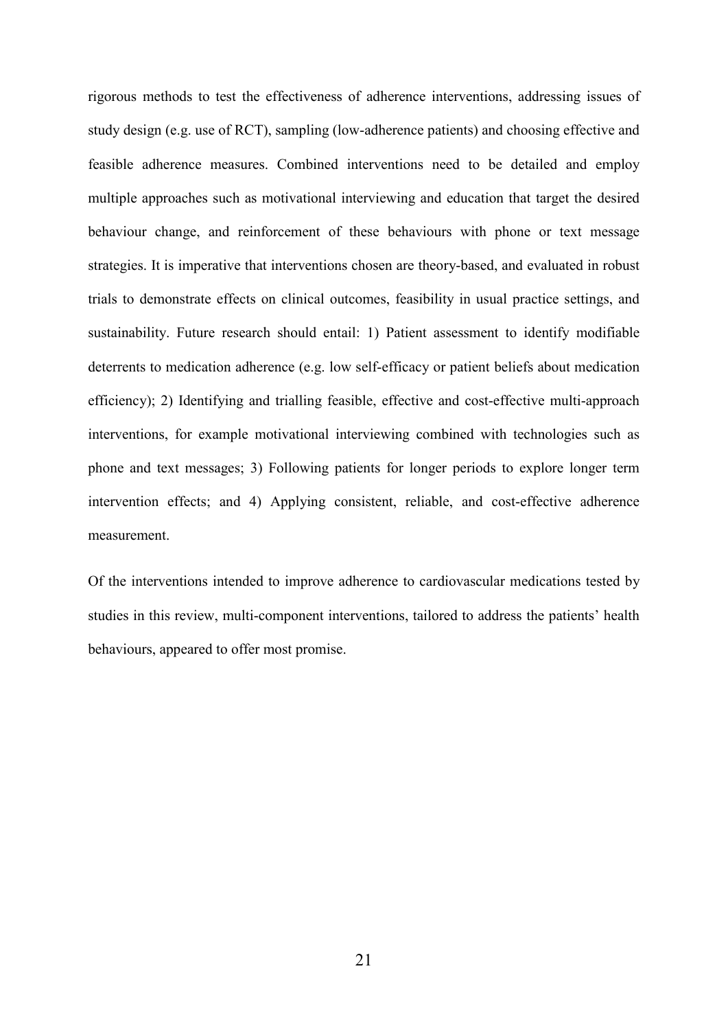rigorous methods to test the effectiveness of adherence interventions, addressing issues of study design (e.g. use of RCT), sampling (low-adherence patients) and choosing effective and feasible adherence measures. Combined interventions need to be detailed and employ multiple approaches such as motivational interviewing and education that target the desired behaviour change, and reinforcement of these behaviours with phone or text message strategies. It is imperative that interventions chosen are theory-based, and evaluated in robust trials to demonstrate effects on clinical outcomes, feasibility in usual practice settings, and sustainability. Future research should entail: 1) Patient assessment to identify modifiable deterrents to medication adherence (e.g. low self-efficacy or patient beliefs about medication efficiency); 2) Identifying and trialling feasible, effective and cost-effective multi-approach interventions, for example motivational interviewing combined with technologies such as phone and text messages; 3) Following patients for longer periods to explore longer term intervention effects; and 4) Applying consistent, reliable, and cost-effective adherence measurement.

Of the interventions intended to improve adherence to cardiovascular medications tested by studies in this review, multi-component interventions, tailored to address the patients' health behaviours, appeared to offer most promise.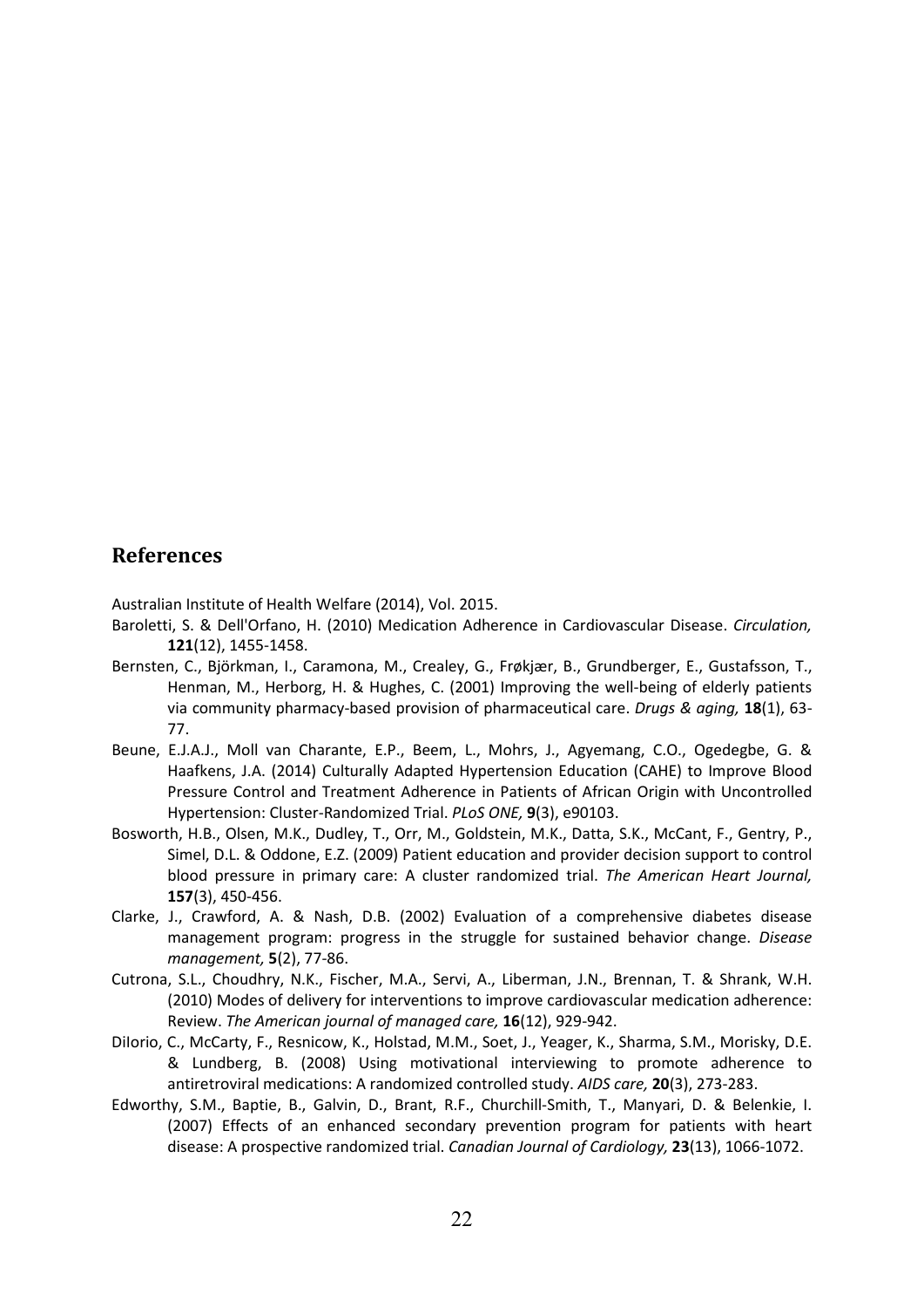## References

Australian Institute of Health Welfare (2014), Vol. 2015.

Baroletti, S. & Dell'Orfano, H. (2010) Medication Adherence in Cardiovascular Disease. *Circulation,* **121**(12), 1455-1458.

Bernsten, C., Björkman, I., Caramona, M., Crealey, G., Frøkjær, B., Grundberger, E., Gustafsson, T., Henman, M., Herborg, H. & Hughes, C. (2001) Improving the well-being of elderly patients via community pharmacy-based provision of pharmaceutical care. *Drugs & aging,* **18**(1), 63-77.

Beune, E.J.A.J., Moll van Charante, E.P., Beem, L., Mohrs, J., Agyemang, C.O., Ogedegbe, G. & Haafkens, J.A. (2014) Culturally Adapted Hypertension Education (CAHE) to Improve Blood Pressure Control and Treatment Adherence in Patients of African Origin with Uncontrolled Hypertension: Cluster-Randomized Trial. *PLoS ONE,* **9**(3), e90103.

Bosworth, H.B., Olsen, M.K., Dudley, T., Orr, M., Goldstein, M.K., Datta, S.K., McCant, F., Gentry, P., Simel, D.L. & Oddone, E.Z. (2009) Patient education and provider decision support to control blood pressure in primary care: A cluster randomized trial. *The American Heart Journal,* **157**(3), 450-456.

Clarke, J., Crawford, A. & Nash, D.B. (2002) Evaluation of a comprehensive diabetes disease management program: progress in the struggle for sustained behavior change. *Disease management,* **5**(2), 77-86.

Cutrona, S.L., Choudhry, N.K., Fischer, M.A., Servi, A., Liberman, J.N., Brennan, T. & Shrank, W.H. (2010) Modes of delivery for interventions to improve cardiovascular medication adherence: Review. *The American journal of managed care,* **16**(12), 929-942.

DiIorio, C., McCarty, F., Resnicow, K., Holstad, M.M., Soet, J., Yeager, K., Sharma, S.M., Morisky, D.E. & Lundberg, B. (2008) Using motivational interviewing to promote adherence to antiretroviral medications: A randomized controlled study. *AIDS care,* **20**(3), 273-283.

Edworthy, S.M., Baptie, B., Galvin, D., Brant, R.F., Churchill-Smith, T., Manyari, D. & Belenkie, I. (2007) Effects of an enhanced secondary prevention program for patients with heart disease: A prospective randomized trial. *Canadian Journal of Cardiology,* **23**(13), 1066-1072.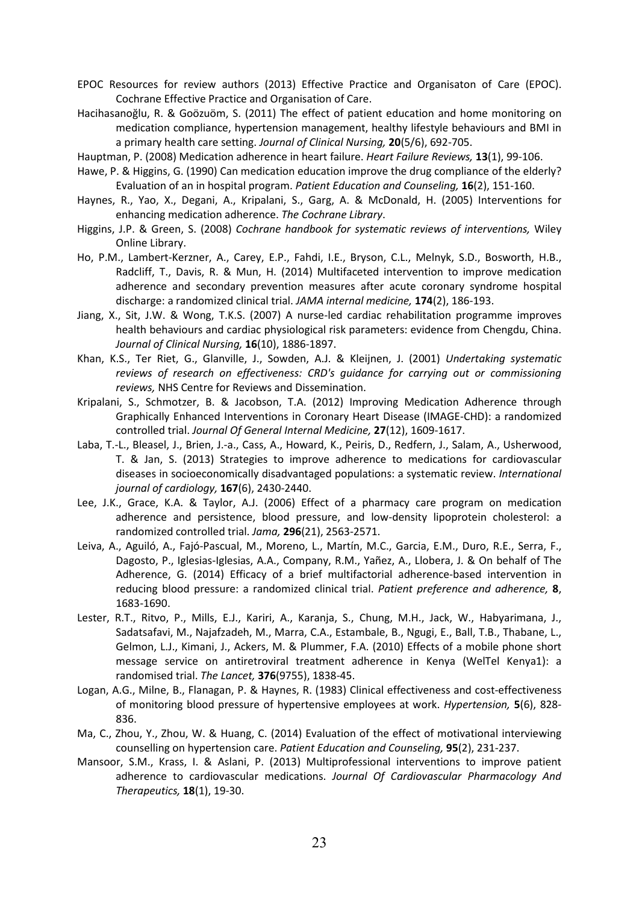EPOC Resources for review authors (2013) Effective Practice and Organisaton of Care (EPOC). Cochrane Effective Practice and Organisation of Care.

Hacihasanoğlu, R. & Goözuöm, S. (2011) The effect of patient education and home monitoring on medication compliance, hypertension management, healthy lifestyle behaviours and BMI in a primary health care setting. *Journal of Clinical Nursing,* **20**(5/6), 692-705.

Hauptman, P. (2008) Medication adherence in heart failure. *Heart Failure Reviews,* **13**(1), 99-106.

Hawe, P. & Higgins, G. (1990) Can medication education improve the drug compliance of the elderly? Evaluation of an in hospital program. *Patient Education and Counseling,* **16**(2), 151-160.

Haynes, R., Yao, X., Degani, A., Kripalani, S., Garg, A. & McDonald, H. (2005) Interventions for enhancing medication adherence. *The Cochrane Library*.

Higgins, J.P. & Green, S. (2008) *Cochrane handbook for systematic reviews of interventions,* Wiley Online Library.

Ho, P.M., Lambert-Kerzner, A., Carey, E.P., Fahdi, I.E., Bryson, C.L., Melnyk, S.D., Bosworth, H.B., Radcliff, T., Davis, R. & Mun, H. (2014) Multifaceted intervention to improve medication adherence and secondary prevention measures after acute coronary syndrome hospital discharge: a randomized clinical trial. *JAMA internal medicine,* **174**(2), 186-193.

Jiang, X., Sit, J.W. & Wong, T.K.S. (2007) A nurse-led cardiac rehabilitation programme improves health behaviours and cardiac physiological risk parameters: evidence from Chengdu, China. *Journal of Clinical Nursing,* **16**(10), 1886-1897.

Khan, K.S., Ter Riet, G., Glanville, J., Sowden, A.J. & Kleijnen, J. (2001) *Undertaking systematic reviews of research on effectiveness: CRD's guidance for carrying out or commissioning reviews,* NHS Centre for Reviews and Dissemination.

Kripalani, S., Schmotzer, B. & Jacobson, T.A. (2012) Improving Medication Adherence through Graphically Enhanced Interventions in Coronary Heart Disease (IMAGE-CHD): a randomized controlled trial. *Journal Of General Internal Medicine,* **27**(12), 1609-1617.

Laba, T.-L., Bleasel, J., Brien, J.-a., Cass, A., Howard, K., Peiris, D., Redfern, J., Salam, A., Usherwood, T. & Jan, S. (2013) Strategies to improve adherence to medications for cardiovascular diseases in socioeconomically disadvantaged populations: a systematic review. *International journal of cardiology,* **167**(6), 2430-2440.

Lee, J.K., Grace, K.A. & Taylor, A.J. (2006) Effect of a pharmacy care program on medication adherence and persistence, blood pressure, and low-density lipoprotein cholesterol: a randomized controlled trial. *Jama,* **296**(21), 2563-2571.

Leiva, A., Aguiló, A., Fajó-Pascual, M., Moreno, L., Martín, M.C., Garcia, E.M., Duro, R.E., Serra, F., Dagosto, P., Iglesias-Iglesias, A.A., Company, R.M., Yañez, A., Llobera, J. & On behalf of The Adherence, G. (2014) Efficacy of a brief multifactorial adherence-based intervention in reducing blood pressure: a randomized clinical trial. *Patient preference and adherence,* **8**, 1683-1690.

Lester, R.T., Ritvo, P., Mills, E.J., Kariri, A., Karanja, S., Chung, M.H., Jack, W., Habyarimana, J., Sadatsafavi, M., Najafzadeh, M., Marra, C.A., Estambale, B., Ngugi, E., Ball, T.B., Thabane, L., Gelmon, L.J., Kimani, J., Ackers, M. & Plummer, F.A. (2010) Effects of a mobile phone short message service on antiretroviral treatment adherence in Kenya (WelTel Kenya1): a randomised trial. *The Lancet,* **376**(9755), 1838-45.

Logan, A.G., Milne, B., Flanagan, P. & Haynes, R. (1983) Clinical effectiveness and cost-effectiveness of monitoring blood pressure of hypertensive employees at work. *Hypertension,* **5**(6), 828-836.

Ma, C., Zhou, Y., Zhou, W. & Huang, C. (2014) Evaluation of the effect of motivational interviewing counselling on hypertension care. *Patient Education and Counseling,* **95**(2), 231-237.

Mansoor, S.M., Krass, I. & Aslani, P. (2013) Multiprofessional interventions to improve patient adherence to cardiovascular medications. *Journal Of Cardiovascular Pharmacology And Therapeutics,* **18**(1), 19-30.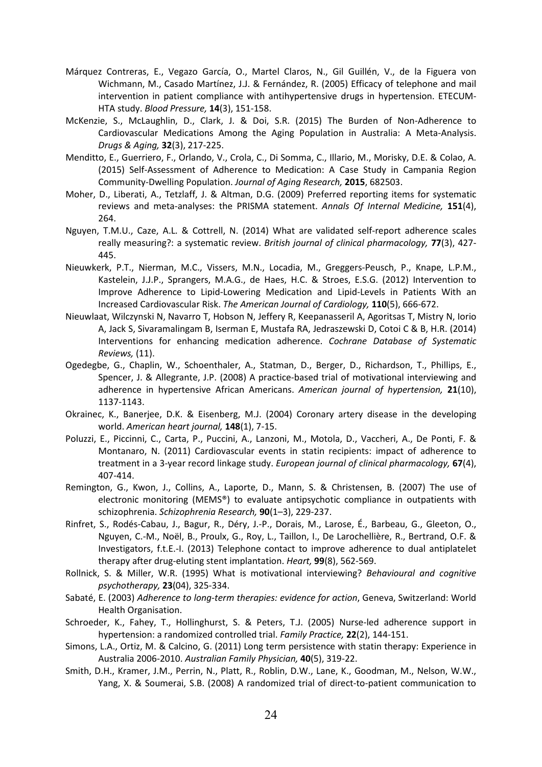Márquez Contreras, E., Vegazo García, O., Martel Claros, N., Gil Guillén, V., de la Figuera von Wichmann, M., Casado Martínez, J.J. & Fernández, R. (2005) Efficacy of telephone and mail intervention in patient compliance with antihypertensive drugs in hypertension. ETECUM-HTA study. *Blood Pressure,* **14**(3), 151-158.

McKenzie, S., McLaughlin, D., Clark, J. & Doi, S.R. (2015) The Burden of Non-Adherence to Cardiovascular Medications Among the Aging Population in Australia: A Meta-Analysis. *Drugs & Aging,* **32**(3), 217-225.

Menditto, E., Guerriero, F., Orlando, V., Crola, C., Di Somma, C., Illario, M., Morisky, D.E. & Colao, A. (2015) Self-Assessment of Adherence to Medication: A Case Study in Campania Region Community-Dwelling Population. *Journal of Aging Research,* **2015**, 682503.

Moher, D., Liberati, A., Tetzlaff, J. & Altman, D.G. (2009) Preferred reporting items for systematic reviews and meta-analyses: the PRISMA statement. *Annals Of Internal Medicine,* **151**(4), 264.

Nguyen, T.M.U., Caze, A.L. & Cottrell, N. (2014) What are validated self-report adherence scales really measuring?: a systematic review. *British journal of clinical pharmacology,* **77**(3), 427-445.

Nieuwkerk, P.T., Nierman, M.C., Vissers, M.N., Locadia, M., Greggers-Peusch, P., Knape, L.P.M., Kastelein, J.J.P., Sprangers, M.A.G., de Haes, H.C. & Stroes, E.S.G. (2012) Intervention to Improve Adherence to Lipid-Lowering Medication and Lipid-Levels in Patients With an Increased Cardiovascular Risk. *The American Journal of Cardiology,* **110**(5), 666-672.

Nieuwlaat, Wilczynski N, Navarro T, Hobson N, Jeffery R, Keepanasseril A, Agoritsas T, Mistry N, Iorio A, Jack S, Sivaramalingam B, Iserman E, Mustafa RA, Jedraszewski D, Cotoi C & B, H.R. (2014) Interventions for enhancing medication adherence. *Cochrane Database of Systematic Reviews,* (11).

Ogedegbe, G., Chaplin, W., Schoenthaler, A., Statman, D., Berger, D., Richardson, T., Phillips, E., Spencer, J. & Allegrante, J.P. (2008) A practice-based trial of motivational interviewing and adherence in hypertensive African Americans. *American journal of hypertension,* **21**(10), 1137-1143.

Okrainec, K., Banerjee, D.K. & Eisenberg, M.J. (2004) Coronary artery disease in the developing world. *American heart journal,* **148**(1), 7-15.

Poluzzi, E., Piccinni, C., Carta, P., Puccini, A., Lanzoni, M., Motola, D., Vaccheri, A., De Ponti, F. & Montanaro, N. (2011) Cardiovascular events in statin recipients: impact of adherence to treatment in a 3-year record linkage study. *European journal of clinical pharmacology,* **67**(4), 407-414.

Remington, G., Kwon, J., Collins, A., Laporte, D., Mann, S. & Christensen, B. (2007) The use of electronic monitoring (MEMS®) to evaluate antipsychotic compliance in outpatients with schizophrenia. *Schizophrenia Research,* **90**(1–3), 229-237.

Rinfret, S., Rodés-Cabau, J., Bagur, R., Déry, J.-P., Dorais, M., Larose, É., Barbeau, G., Gleeton, O., Nguyen, C.-M., Noël, B., Proulx, G., Roy, L., Taillon, I., De Larochellière, R., Bertrand, O.F. & Investigators, f.t.E.-I. (2013) Telephone contact to improve adherence to dual antiplatelet therapy after drug-eluting stent implantation. *Heart,* **99**(8), 562-569.

Rollnick, S. & Miller, W.R. (1995) What is motivational interviewing? *Behavioural and cognitive psychotherapy,* **23**(04), 325-334.

Sabaté, E. (2003) *Adherence to long-term therapies: evidence for action*, Geneva, Switzerland: World Health Organisation.

Schroeder, K., Fahey, T., Hollinghurst, S. & Peters, T.J. (2005) Nurse-led adherence support in hypertension: a randomized controlled trial. *Family Practice,* **22**(2), 144-151.

Simons, L.A., Ortiz, M. & Calcino, G. (2011) Long term persistence with statin therapy: Experience in Australia 2006-2010. *Australian Family Physician,* **40**(5), 319-22.

Smith, D.H., Kramer, J.M., Perrin, N., Platt, R., Roblin, D.W., Lane, K., Goodman, M., Nelson, W.W., Yang, X. & Soumerai, S.B. (2008) A randomized trial of direct-to-patient communication to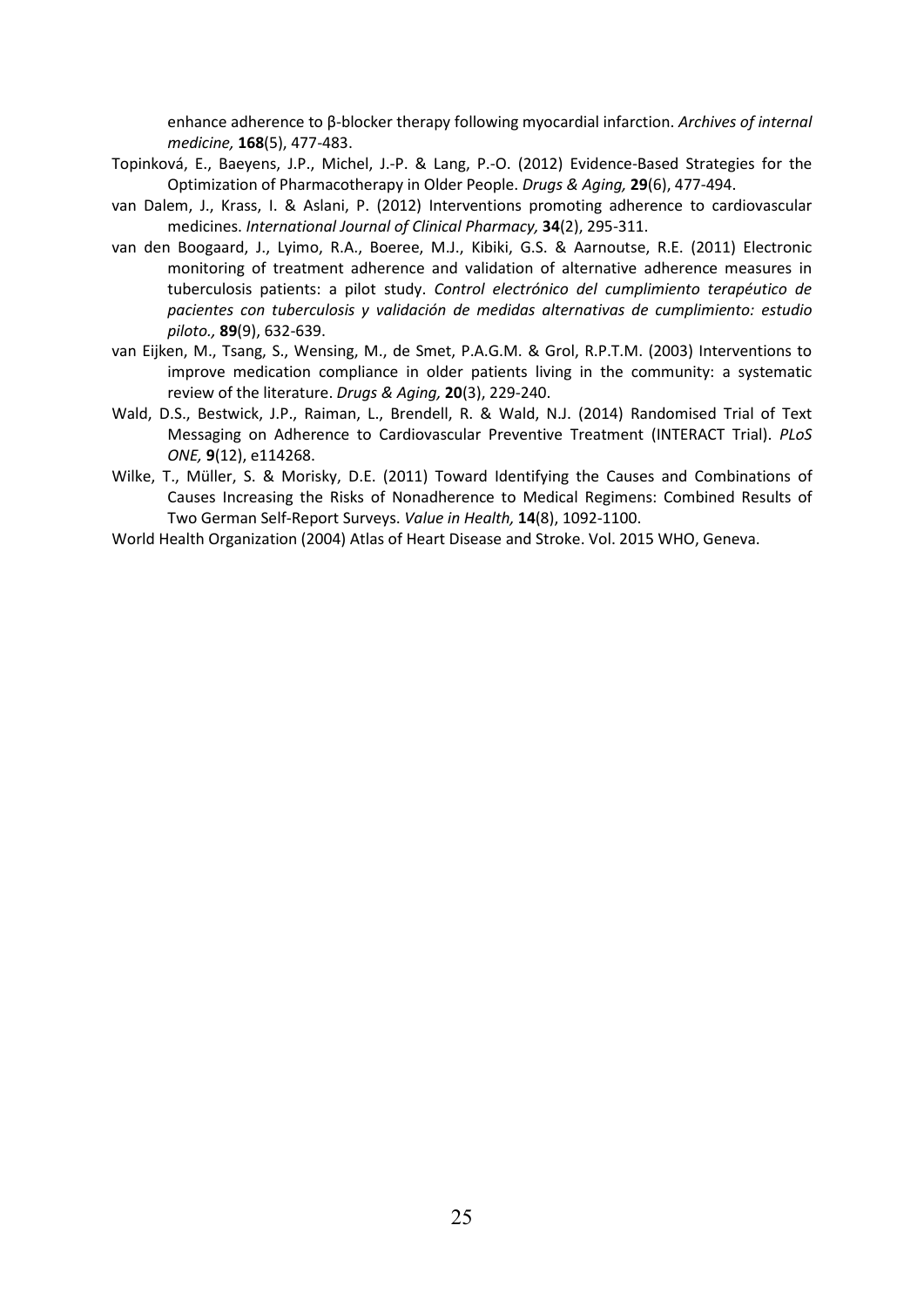enhance adherence to β-blocker therapy following myocardial infarction. *Archives of internal medicine,* **168**(5), 477-483.

Topinková, E., Baeyens, J.P., Michel, J.-P. & Lang, P.-O. (2012) Evidence-Based Strategies for the Optimization of Pharmacotherapy in Older People. *Drugs & Aging,* **29**(6), 477-494.

van Dalem, J., Krass, I. & Aslani, P. (2012) Interventions promoting adherence to cardiovascular medicines. *International Journal of Clinical Pharmacy,* **34**(2), 295-311.

van den Boogaard, J., Lyimo, R.A., Boeree, M.J., Kibiki, G.S. & Aarnoutse, R.E. (2011) Electronic monitoring of treatment adherence and validation of alternative adherence measures in tuberculosis patients: a pilot study. *Control electrónico del cumplimiento terapéutico de pacientes con tuberculosis y validación de medidas alternativas de cumplimiento: estudio piloto.,* **89**(9), 632-639.

van Eijken, M., Tsang, S., Wensing, M., de Smet, P.A.G.M. & Grol, R.P.T.M. (2003) Interventions to improve medication compliance in older patients living in the community: a systematic review of the literature. *Drugs & Aging,* **20**(3), 229-240.

Wald, D.S., Bestwick, J.P., Raiman, L., Brendell, R. & Wald, N.J. (2014) Randomised Trial of Text Messaging on Adherence to Cardiovascular Preventive Treatment (INTERACT Trial). *PLoS ONE,* **9**(12), e114268.

Wilke, T., Müller, S. & Morisky, D.E. (2011) Toward Identifying the Causes and Combinations of Causes Increasing the Risks of Nonadherence to Medical Regimens: Combined Results of Two German Self-Report Surveys. *Value in Health,* **14**(8), 1092-1100.

World Health Organization (2004) Atlas of Heart Disease and Stroke. Vol. 2015 WHO, Geneva.